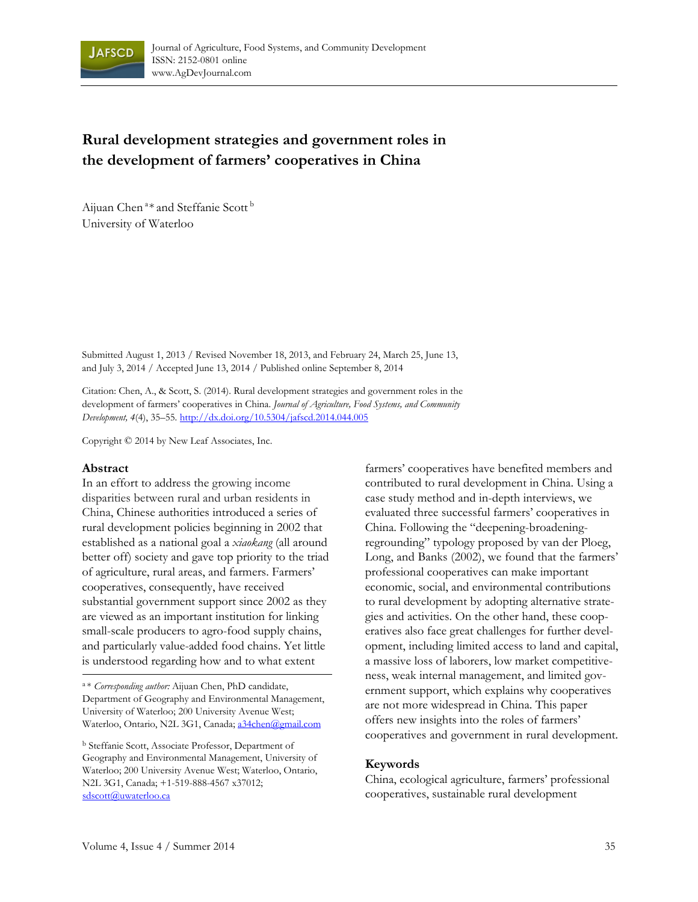Journal of Agriculture, Food Systems, and Community Development
ISSN: 2152-0801 online
www.AgDevJournal.com

# Rural development strategies and government roles in the development of farmers' cooperatives in China

Aijuan Chen [a]* and Steffanie Scott [b]
University of Waterloo

Submitted August 1, 2013 / Revised November 18, 2013, and February 24, March 25, June 13, and July 3, 2014 / Accepted June 13, 2014 / Published online September 8, 2014

Citation: Chen, A., & Scott, S. (2014). Rural development strategies and government roles in the development of farmers' cooperatives in China. *Journal of Agriculture, Food Systems, and Community Development, 4*(4), 35–55. http://dx.doi.org/10.5304/jafscd.2014.044.005

Copyright © 2014 by New Leaf Associates, Inc.

## Abstract

In an effort to address the growing income disparities between rural and urban residents in China, Chinese authorities introduced a series of rural development policies beginning in 2002 that established as a national goal a *xiaokang* (all around better off) society and gave top priority to the triad of agriculture, rural areas, and farmers. Farmers' cooperatives, consequently, have received substantial government support since 2002 as they are viewed as an important institution for linking small-scale producers to agro-food supply chains, and particularly value-added food chains. Yet little is understood regarding how and to what extent farmers' cooperatives have benefited members and contributed to rural development in China. Using a case study method and in-depth interviews, we evaluated three successful farmers' cooperatives in China. Following the "deepening-broadening-regrounding" typology proposed by van der Ploeg, Long, and Banks (2002), we found that the farmers' professional cooperatives can make important economic, social, and environmental contributions to rural development by adopting alternative strategies and activities. On the other hand, these cooperatives also face great challenges for further development, including limited access to land and capital, a massive loss of laborers, low market competitiveness, weak internal management, and limited government support, which explains why cooperatives are not more widespread in China. This paper offers new insights into the roles of farmers' cooperatives and government in rural development.

## Keywords

China, ecological agriculture, farmers' professional cooperatives, sustainable rural development

---

[a] * *Corresponding author:* Aijuan Chen, PhD candidate, Department of Geography and Environmental Management, University of Waterloo; 200 University Avenue West; Waterloo, Ontario, N2L 3G1, Canada; a34chen@gmail.com

[b] Steffanie Scott, Associate Professor, Department of Geography and Environmental Management, University of Waterloo; 200 University Avenue West; Waterloo, Ontario, N2L 3G1, Canada; +1-519-888-4567 x37012; sdscott@uwaterloo.ca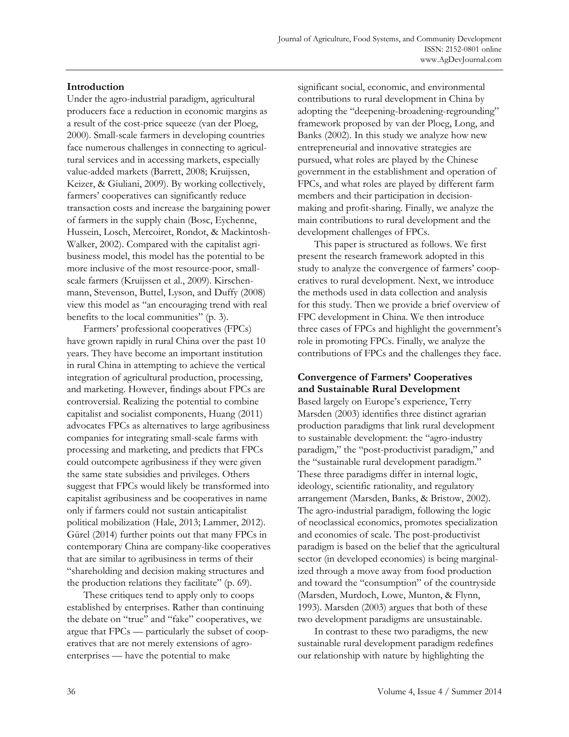## Introduction

Under the agro-industrial paradigm, agricultural producers face a reduction in economic margins as a result of the cost-price squeeze (van der Ploeg, 2000). Small-scale farmers in developing countries face numerous challenges in connecting to agricultural services and in accessing markets, especially value-added markets (Barrett, 2008; Kruijssen, Keizer, & Giuliani, 2009). By working collectively, farmers' cooperatives can significantly reduce transaction costs and increase the bargaining power of farmers in the supply chain (Bosc, Eychenne, Hussein, Losch, Mercoiret, Rondot, & Mackintosh-Walker, 2002). Compared with the capitalist agribusiness model, this model has the potential to be more inclusive of the most resource-poor, small-scale farmers (Kruijssen et al., 2009). Kirschenmann, Stevenson, Buttel, Lyson, and Duffy (2008) view this model as "an encouraging trend with real benefits to the local communities" (p. 3).

Farmers' professional cooperatives (FPCs) have grown rapidly in rural China over the past 10 years. They have become an important institution in rural China in attempting to achieve the vertical integration of agricultural production, processing, and marketing. However, findings about FPCs are controversial. Realizing the potential to combine capitalist and socialist components, Huang (2011) advocates FPCs as alternatives to large agribusiness companies for integrating small-scale farms with processing and marketing, and predicts that FPCs could outcompete agribusiness if they were given the same state subsidies and privileges. Others suggest that FPCs would likely be transformed into capitalist agribusiness and be cooperatives in name only if farmers could not sustain anticapitalist political mobilization (Hale, 2013; Lammer, 2012). Gürel (2014) further points out that many FPCs in contemporary China are company-like cooperatives that are similar to agribusiness in terms of their "shareholding and decision making structures and the production relations they facilitate" (p. 69).

These critiques tend to apply only to coops established by enterprises. Rather than continuing the debate on "true" and "fake" cooperatives, we argue that FPCs — particularly the subset of cooperatives that are not merely extensions of agro-enterprises — have the potential to make significant social, economic, and environmental contributions to rural development in China by adopting the "deepening-broadening-regrounding" framework proposed by van der Ploeg, Long, and Banks (2002). In this study we analyze how new entrepreneurial and innovative strategies are pursued, what roles are played by the Chinese government in the establishment and operation of FPCs, and what roles are played by different farm members and their participation in decision-making and profit-sharing. Finally, we analyze the main contributions to rural development and the development challenges of FPCs.

This paper is structured as follows. We first present the research framework adopted in this study to analyze the convergence of farmers' cooperatives to rural development. Next, we introduce the methods used in data collection and analysis for this study. Then we provide a brief overview of FPC development in China. We then introduce three cases of FPCs and highlight the government's role in promoting FPCs. Finally, we analyze the contributions of FPCs and the challenges they face.

## Convergence of Farmers' Cooperatives and Sustainable Rural Development

Based largely on Europe's experience, Terry Marsden (2003) identifies three distinct agrarian production paradigms that link rural development to sustainable development: the "agro-industry paradigm," the "post-productivist paradigm," and the "sustainable rural development paradigm." These three paradigms differ in internal logic, ideology, scientific rationality, and regulatory arrangement (Marsden, Banks, & Bristow, 2002). The agro-industrial paradigm, following the logic of neoclassical economics, promotes specialization and economies of scale. The post-productivist paradigm is based on the belief that the agricultural sector (in developed economies) is being marginalized through a move away from food production and toward the "consumption" of the countryside (Marsden, Murdoch, Lowe, Munton, & Flynn, 1993). Marsden (2003) argues that both of these two development paradigms are unsustainable.

In contrast to these two paradigms, the new sustainable rural development paradigm redefines our relationship with nature by highlighting the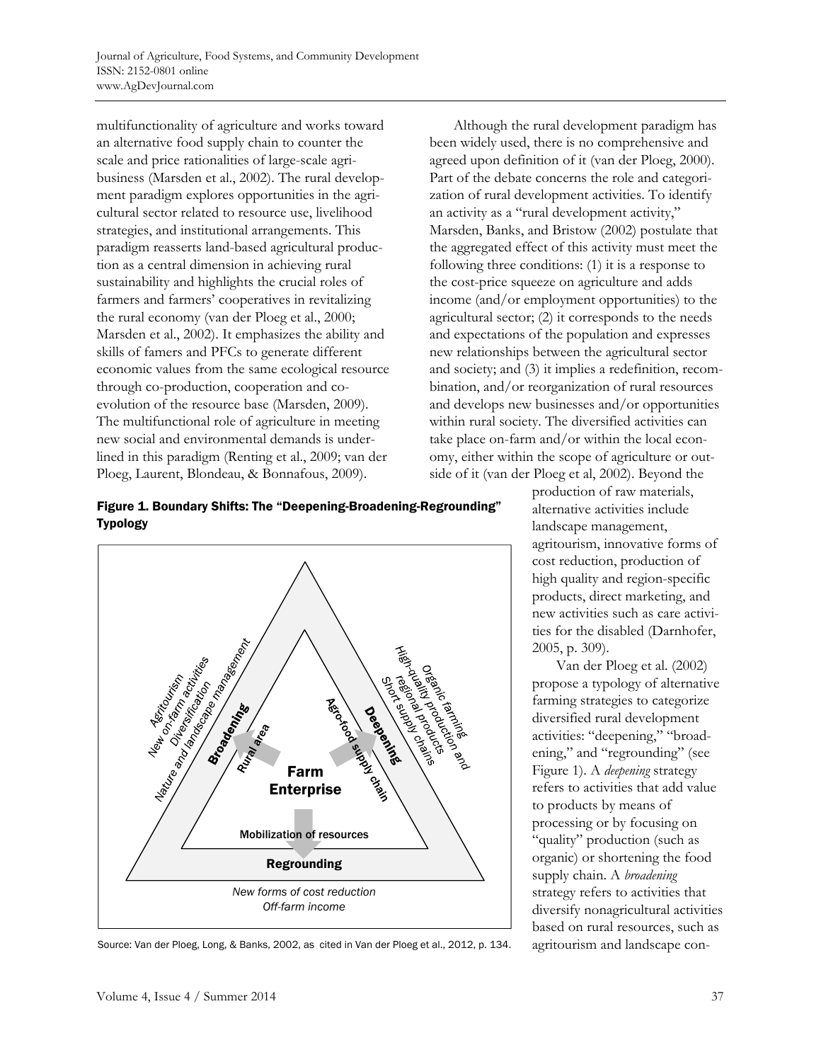multifunctionality of agriculture and works toward an alternative food supply chain to counter the scale and price rationalities of large-scale agribusiness (Marsden et al., 2002). The rural development paradigm explores opportunities in the agricultural sector related to resource use, livelihood strategies, and institutional arrangements. This paradigm reasserts land-based agricultural production as a central dimension in achieving rural sustainability and highlights the crucial roles of farmers and farmers' cooperatives in revitalizing the rural economy (van der Ploeg et al., 2000; Marsden et al., 2002). It emphasizes the ability and skills of famers and PFCs to generate different economic values from the same ecological resource through co-production, cooperation and co-evolution of the resource base (Marsden, 2009). The multifunctional role of agriculture in meeting new social and environmental demands is underlined in this paradigm (Renting et al., 2009; van der Ploeg, Laurent, Blondeau, & Bonnafous, 2009).

**Figure 1. Boundary Shifts: The "Deepening-Broadening-Regrounding" Typology**

Farm Enterprise

Broadening — Rural area: Agritourism; New on-farm activities; Diversification; Nature and landscape management

Deepening — Agro-food supply chain: Organic farming; High-quality production and regional products; Short supply chains

Regrounding — Mobilization of resources: New forms of cost reduction; Off-farm income

Source: Van der Ploeg, Long, & Banks, 2002, as cited in Van der Ploeg et al., 2012, p. 134.

Although the rural development paradigm has been widely used, there is no comprehensive and agreed upon definition of it (van der Ploeg, 2000). Part of the debate concerns the role and categorization of rural development activities. To identify an activity as a "rural development activity," Marsden, Banks, and Bristow (2002) postulate that the aggregated effect of this activity must meet the following three conditions: (1) it is a response to the cost-price squeeze on agriculture and adds income (and/or employment opportunities) to the agricultural sector; (2) it corresponds to the needs and expectations of the population and expresses new relationships between the agricultural sector and society; and (3) it implies a redefinition, recombination, and/or reorganization of rural resources and develops new businesses and/or opportunities within rural society. The diversified activities can take place on-farm and/or within the local economy, either within the scope of agriculture or outside of it (van der Ploeg et al, 2002). Beyond the production of raw materials, alternative activities include landscape management, agritourism, innovative forms of cost reduction, production of high quality and region-specific products, direct marketing, and new activities such as care activities for the disabled (Darnhofer, 2005, p. 309).

Van der Ploeg et al. (2002) propose a typology of alternative farming strategies to categorize diversified rural development activities: "deepening," "broadening," and "regrounding" (see Figure 1). A *deepening* strategy refers to activities that add value to products by means of processing or by focusing on "quality" production (such as organic) or shortening the food supply chain. A *broadening* strategy refers to activities that diversify nonagricultural activities based on rural resources, such as agritourism and landscape con-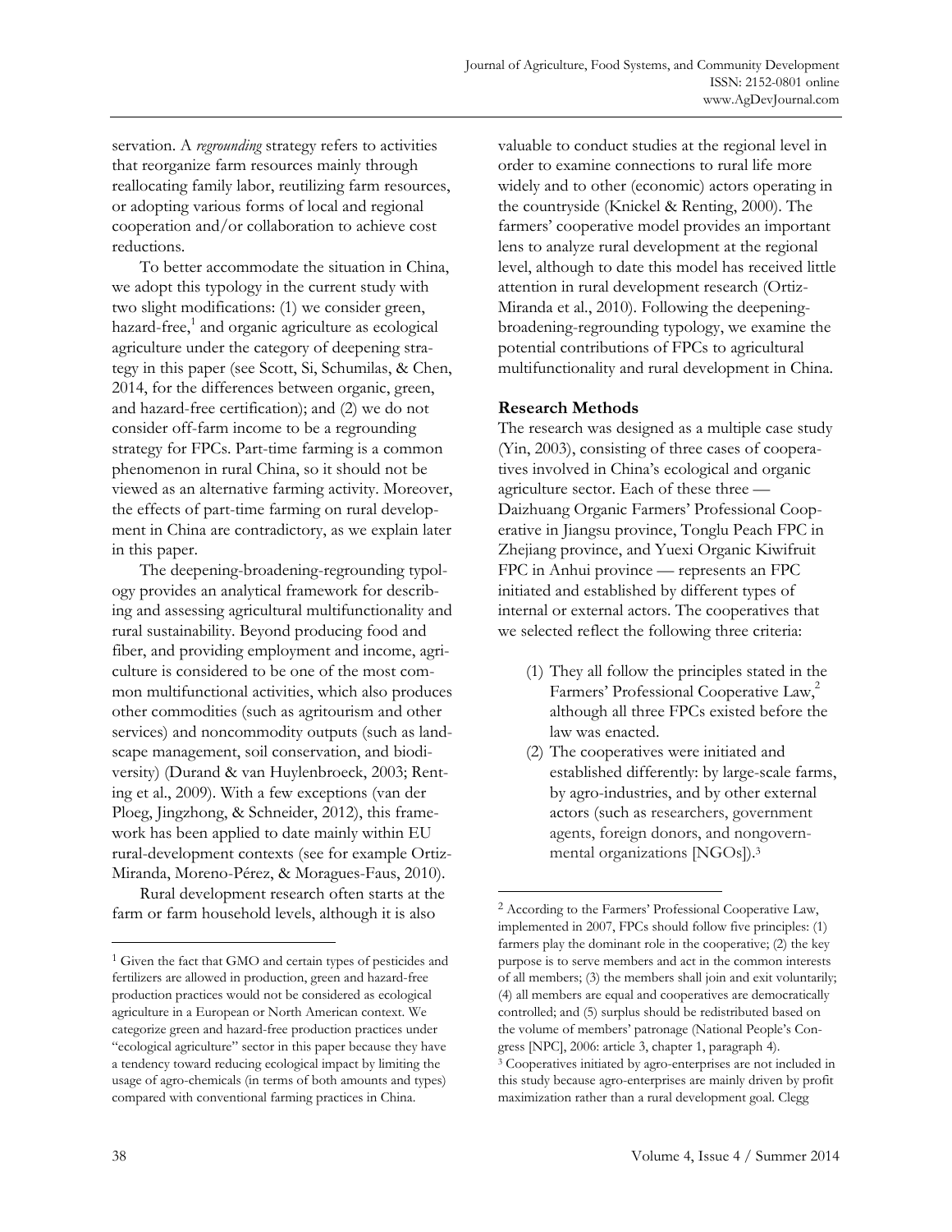servation. A *regrounding* strategy refers to activities that reorganize farm resources mainly through reallocating family labor, reutilizing farm resources, or adopting various forms of local and regional cooperation and/or collaboration to achieve cost reductions.

To better accommodate the situation in China, we adopt this typology in the current study with two slight modifications: (1) we consider green, hazard-free,[1] and organic agriculture as ecological agriculture under the category of deepening strategy in this paper (see Scott, Si, Schumilas, & Chen, 2014, for the differences between organic, green, and hazard-free certification); and (2) we do not consider off-farm income to be a regrounding strategy for FPCs. Part-time farming is a common phenomenon in rural China, so it should not be viewed as an alternative farming activity. Moreover, the effects of part-time farming on rural development in China are contradictory, as we explain later in this paper.

The deepening-broadening-regrounding typology provides an analytical framework for describing and assessing agricultural multifunctionality and rural sustainability. Beyond producing food and fiber, and providing employment and income, agriculture is considered to be one of the most common multifunctional activities, which also produces other commodities (such as agritourism and other services) and noncommodity outputs (such as landscape management, soil conservation, and biodiversity) (Durand & van Huylenbroeck, 2003; Renting et al., 2009). With a few exceptions (van der Ploeg, Jingzhong, & Schneider, 2012), this framework has been applied to date mainly within EU rural-development contexts (see for example Ortiz-Miranda, Moreno-Pérez, & Moragues-Faus, 2010).

Rural development research often starts at the farm or farm household levels, although it is also valuable to conduct studies at the regional level in order to examine connections to rural life more widely and to other (economic) actors operating in the countryside (Knickel & Renting, 2000). The farmers' cooperative model provides an important lens to analyze rural development at the regional level, although to date this model has received little attention in rural development research (Ortiz-Miranda et al., 2010). Following the deepening-broadening-regrounding typology, we examine the potential contributions of FPCs to agricultural multifunctionality and rural development in China.

## Research Methods

The research was designed as a multiple case study (Yin, 2003), consisting of three cases of cooperatives involved in China's ecological and organic agriculture sector. Each of these three — Daizhuang Organic Farmers' Professional Cooperative in Jiangsu province, Tonglu Peach FPC in Zhejiang province, and Yuexi Organic Kiwifruit FPC in Anhui province — represents an FPC initiated and established by different types of internal or external actors. The cooperatives that we selected reflect the following three criteria:

(1) They all follow the principles stated in the Farmers' Professional Cooperative Law,[2] although all three FPCs existed before the law was enacted.
(2) The cooperatives were initiated and established differently: by large-scale farms, by agro-industries, and by other external actors (such as researchers, government agents, foreign donors, and nongovernmental organizations [NGOs]).[3]

---

[1] Given the fact that GMO and certain types of pesticides and fertilizers are allowed in production, green and hazard-free production practices would not be considered as ecological agriculture in a European or North American context. We categorize green and hazard-free production practices under "ecological agriculture" sector in this paper because they have a tendency toward reducing ecological impact by limiting the usage of agro-chemicals (in terms of both amounts and types) compared with conventional farming practices in China.

[2] According to the Farmers' Professional Cooperative Law, implemented in 2007, FPCs should follow five principles: (1) farmers play the dominant role in the cooperative; (2) the key purpose is to serve members and act in the common interests of all members; (3) the members shall join and exit voluntarily; (4) all members are equal and cooperatives are democratically controlled; and (5) surplus should be redistributed based on the volume of members' patronage (National People's Congress [NPC], 2006: article 3, chapter 1, paragraph 4).

[3] Cooperatives initiated by agro-enterprises are not included in this study because agro-enterprises are mainly driven by profit maximization rather than a rural development goal. Clegg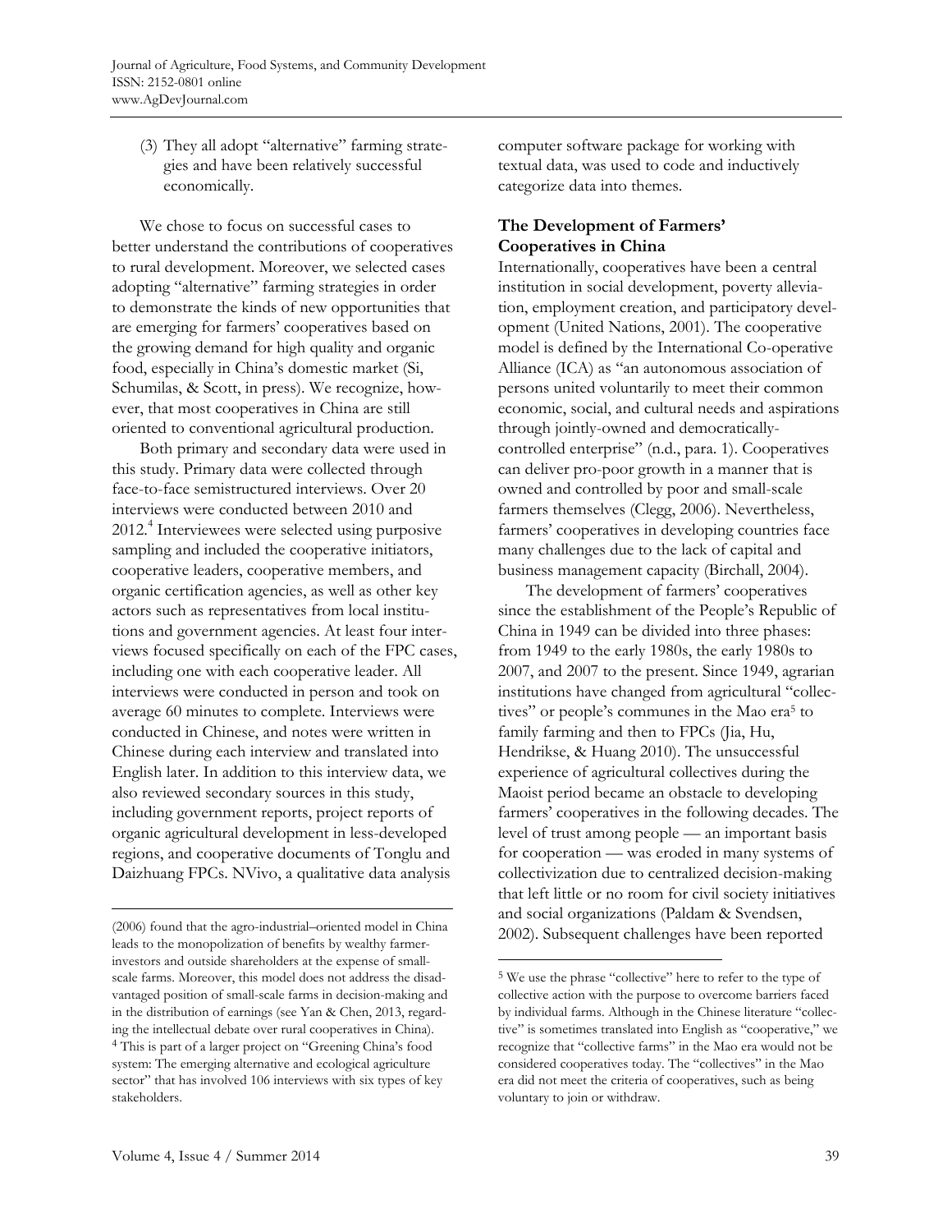(3) They all adopt "alternative" farming strategies and have been relatively successful economically.

We chose to focus on successful cases to better understand the contributions of cooperatives to rural development. Moreover, we selected cases adopting "alternative" farming strategies in order to demonstrate the kinds of new opportunities that are emerging for farmers' cooperatives based on the growing demand for high quality and organic food, especially in China's domestic market (Si, Schumilas, & Scott, in press). We recognize, however, that most cooperatives in China are still oriented to conventional agricultural production.

Both primary and secondary data were used in this study. Primary data were collected through face-to-face semistructured interviews. Over 20 interviews were conducted between 2010 and 2012.[4] Interviewees were selected using purposive sampling and included the cooperative initiators, cooperative leaders, cooperative members, and organic certification agencies, as well as other key actors such as representatives from local institutions and government agencies. At least four interviews focused specifically on each of the FPC cases, including one with each cooperative leader. All interviews were conducted in person and took on average 60 minutes to complete. Interviews were conducted in Chinese, and notes were written in Chinese during each interview and translated into English later. In addition to this interview data, we also reviewed secondary sources in this study, including government reports, project reports of organic agricultural development in less-developed regions, and cooperative documents of Tonglu and Daizhuang FPCs. NVivo, a qualitative data analysis computer software package for working with textual data, was used to code and inductively categorize data into themes.

## The Development of Farmers' Cooperatives in China

Internationally, cooperatives have been a central institution in social development, poverty alleviation, employment creation, and participatory development (United Nations, 2001). The cooperative model is defined by the International Co-operative Alliance (ICA) as "an autonomous association of persons united voluntarily to meet their common economic, social, and cultural needs and aspirations through jointly-owned and democratically-controlled enterprise" (n.d., para. 1). Cooperatives can deliver pro-poor growth in a manner that is owned and controlled by poor and small-scale farmers themselves (Clegg, 2006). Nevertheless, farmers' cooperatives in developing countries face many challenges due to the lack of capital and business management capacity (Birchall, 2004).

The development of farmers' cooperatives since the establishment of the People's Republic of China in 1949 can be divided into three phases: from 1949 to the early 1980s, the early 1980s to 2007, and 2007 to the present. Since 1949, agrarian institutions have changed from agricultural "collectives" or people's communes in the Mao era[5] to family farming and then to FPCs (Jia, Hu, Hendrikse, & Huang 2010). The unsuccessful experience of agricultural collectives during the Maoist period became an obstacle to developing farmers' cooperatives in the following decades. The level of trust among people — an important basis for cooperation — was eroded in many systems of collectivization due to centralized decision-making that left little or no room for civil society initiatives and social organizations (Paldam & Svendsen, 2002). Subsequent challenges have been reported

---

(2006) found that the agro-industrial–oriented model in China leads to the monopolization of benefits by wealthy farmer-investors and outside shareholders at the expense of small-scale farms. Moreover, this model does not address the disadvantaged position of small-scale farms in decision-making and in the distribution of earnings (see Yan & Chen, 2013, regarding the intellectual debate over rural cooperatives in China).

[4] This is part of a larger project on "Greening China's food system: The emerging alternative and ecological agriculture sector" that has involved 106 interviews with six types of key stakeholders.

[5] We use the phrase "collective" here to refer to the type of collective action with the purpose to overcome barriers faced by individual farms. Although in the Chinese literature "collective" is sometimes translated into English as "cooperative," we recognize that "collective farms" in the Mao era would not be considered cooperatives today. The "collectives" in the Mao era did not meet the criteria of cooperatives, such as being voluntary to join or withdraw.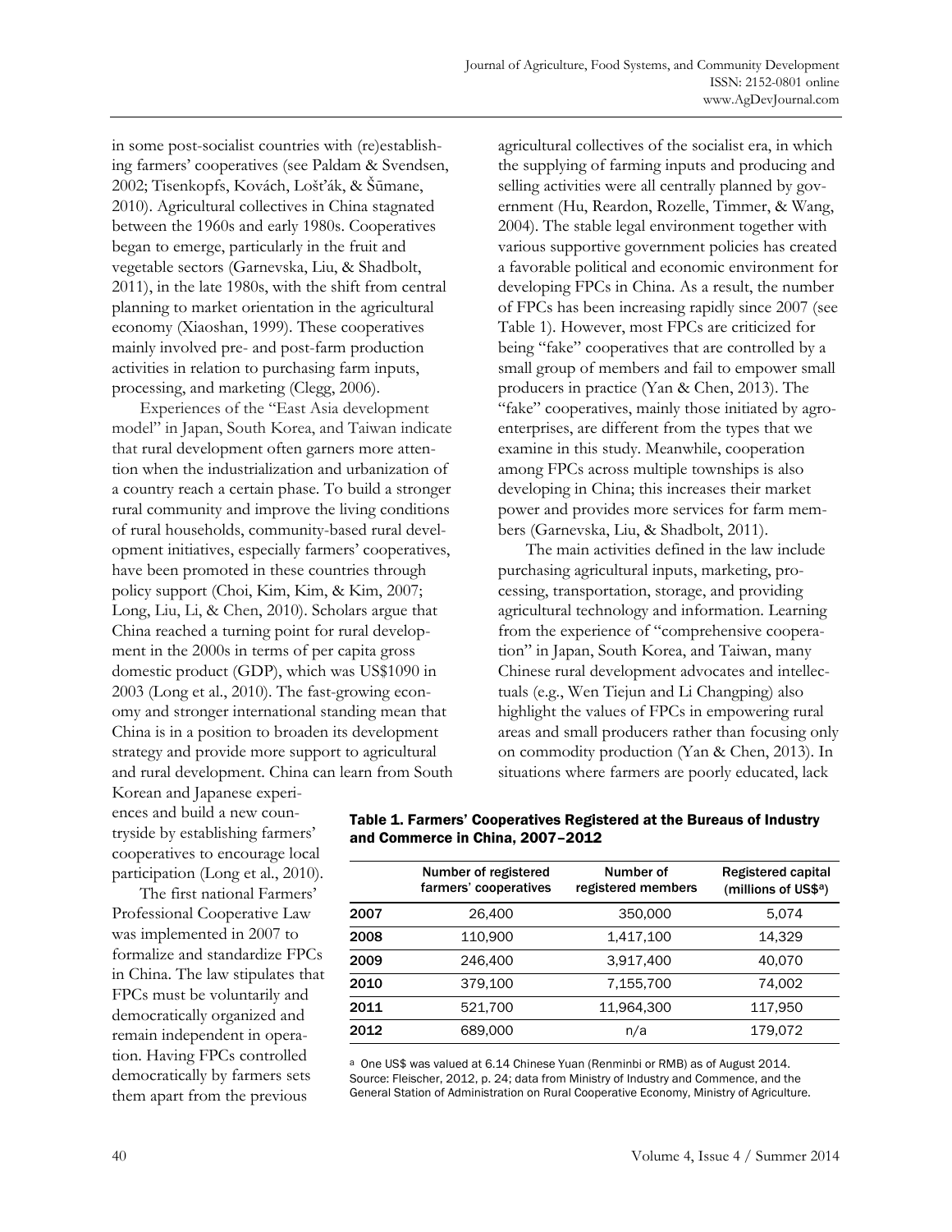in some post-socialist countries with (re)establishing farmers' cooperatives (see Paldam & Svendsen, 2002; Tisenkopfs, Kovách, Lošťák, & Šūmane, 2010). Agricultural collectives in China stagnated between the 1960s and early 1980s. Cooperatives began to emerge, particularly in the fruit and vegetable sectors (Garnevska, Liu, & Shadbolt, 2011), in the late 1980s, with the shift from central planning to market orientation in the agricultural economy (Xiaoshan, 1999). These cooperatives mainly involved pre- and post-farm production activities in relation to purchasing farm inputs, processing, and marketing (Clegg, 2006).

Experiences of the "East Asia development model" in Japan, South Korea, and Taiwan indicate that rural development often garners more attention when the industrialization and urbanization of a country reach a certain phase. To build a stronger rural community and improve the living conditions of rural households, community-based rural development initiatives, especially farmers' cooperatives, have been promoted in these countries through policy support (Choi, Kim, Kim, & Kim, 2007; Long, Liu, Li, & Chen, 2010). Scholars argue that China reached a turning point for rural development in the 2000s in terms of per capita gross domestic product (GDP), which was US$1090 in 2003 (Long et al., 2010). The fast-growing economy and stronger international standing mean that China is in a position to broaden its development strategy and provide more support to agricultural and rural development. China can learn from South Korean and Japanese experiences and build a new countryside by establishing farmers' cooperatives to encourage local participation (Long et al., 2010).

The first national Farmers' Professional Cooperative Law was implemented in 2007 to formalize and standardize FPCs in China. The law stipulates that FPCs must be voluntarily and democratically organized and remain independent in operation. Having FPCs controlled democratically by farmers sets them apart from the previous agricultural collectives of the socialist era, in which the supplying of farming inputs and producing and selling activities were all centrally planned by government (Hu, Reardon, Rozelle, Timmer, & Wang, 2004). The stable legal environment together with various supportive government policies has created a favorable political and economic environment for developing FPCs in China. As a result, the number of FPCs has been increasing rapidly since 2007 (see Table 1). However, most FPCs are criticized for being "fake" cooperatives that are controlled by a small group of members and fail to empower small producers in practice (Yan & Chen, 2013). The "fake" cooperatives, mainly those initiated by agro-enterprises, are different from the types that we examine in this study. Meanwhile, cooperation among FPCs across multiple townships is also developing in China; this increases their market power and provides more services for farm members (Garnevska, Liu, & Shadbolt, 2011).

The main activities defined in the law include purchasing agricultural inputs, marketing, processing, transportation, storage, and providing agricultural technology and information. Learning from the experience of "comprehensive cooperation" in Japan, South Korea, and Taiwan, many Chinese rural development advocates and intellectuals (e.g., Wen Tiejun and Li Changping) also highlight the values of FPCs in empowering rural areas and small producers rather than focusing only on commodity production (Yan & Chen, 2013). In situations where farmers are poorly educated, lack

**Table 1. Farmers' Cooperatives Registered at the Bureaus of Industry and Commerce in China, 2007–2012**

| | Number of registered farmers' cooperatives | Number of registered members | Registered capital (millions of US$[a]) |
|---|---|---|---|
| 2007 | 26,400 | 350,000 | 5,074 |
| 2008 | 110,900 | 1,417,100 | 14,329 |
| 2009 | 246,400 | 3,917,400 | 40,070 |
| 2010 | 379,100 | 7,155,700 | 74,002 |
| 2011 | 521,700 | 11,964,300 | 117,950 |
| 2012 | 689,000 | n/a | 179,072 |

[a] One US$ was valued at 6.14 Chinese Yuan (Renminbi or RMB) as of August 2014.
Source: Fleischer, 2012, p. 24; data from Ministry of Industry and Commence, and the General Station of Administration on Rural Cooperative Economy, Ministry of Agriculture.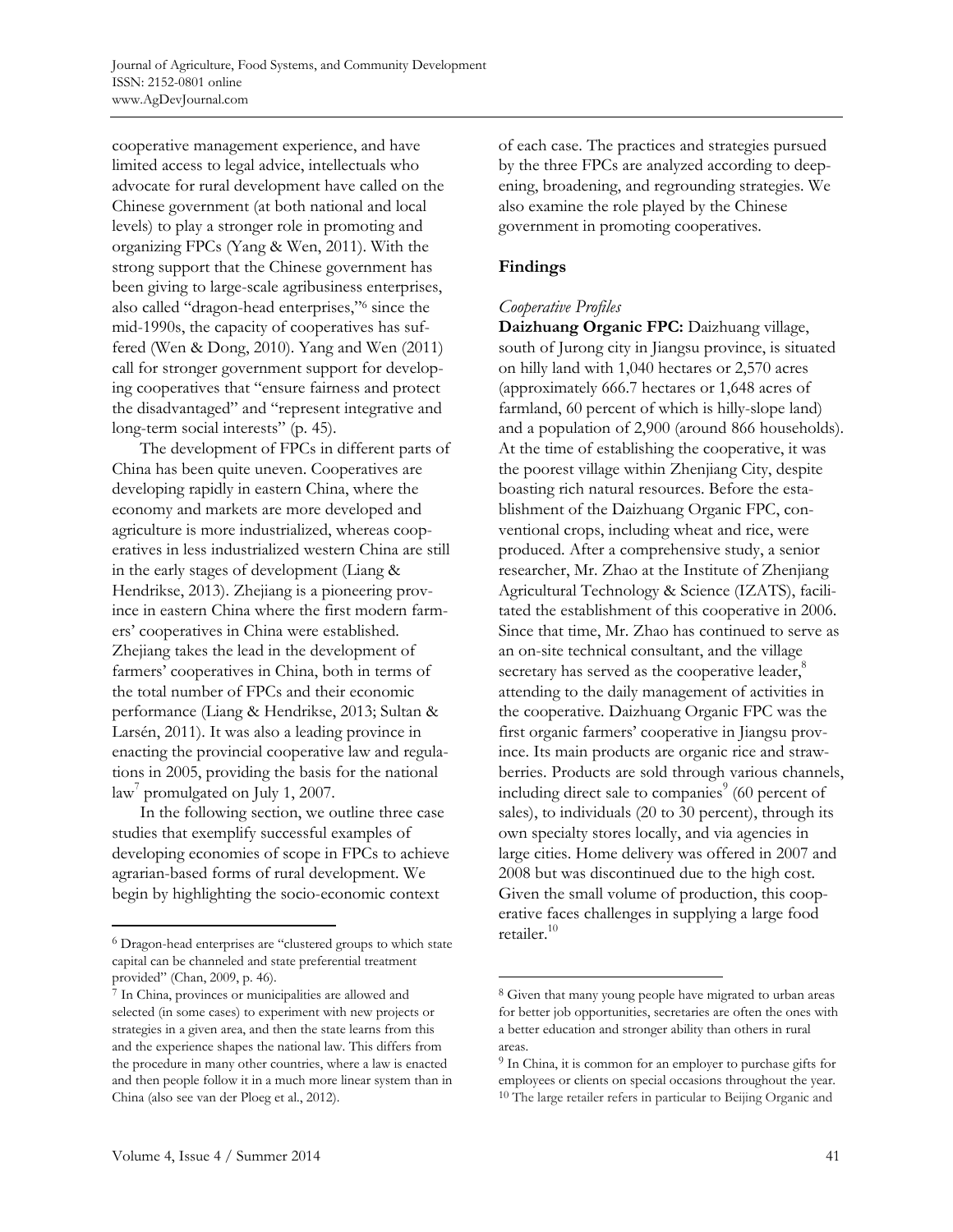cooperative management experience, and have limited access to legal advice, intellectuals who advocate for rural development have called on the Chinese government (at both national and local levels) to play a stronger role in promoting and organizing FPCs (Yang & Wen, 2011). With the strong support that the Chinese government has been giving to large-scale agribusiness enterprises, also called "dragon-head enterprises,"[6] since the mid-1990s, the capacity of cooperatives has suffered (Wen & Dong, 2010). Yang and Wen (2011) call for stronger government support for developing cooperatives that "ensure fairness and protect the disadvantaged" and "represent integrative and long-term social interests" (p. 45).

The development of FPCs in different parts of China has been quite uneven. Cooperatives are developing rapidly in eastern China, where the economy and markets are more developed and agriculture is more industrialized, whereas cooperatives in less industrialized western China are still in the early stages of development (Liang & Hendrikse, 2013). Zhejiang is a pioneering province in eastern China where the first modern farmers' cooperatives in China were established. Zhejiang takes the lead in the development of farmers' cooperatives in China, both in terms of the total number of FPCs and their economic performance (Liang & Hendrikse, 2013; Sultan & Larsén, 2011). It was also a leading province in enacting the provincial cooperative law and regulations in 2005, providing the basis for the national law[7] promulgated on July 1, 2007.

In the following section, we outline three case studies that exemplify successful examples of developing economies of scope in FPCs to achieve agrarian-based forms of rural development. We begin by highlighting the socio-economic context of each case. The practices and strategies pursued by the three FPCs are analyzed according to deepening, broadening, and regrounding strategies. We also examine the role played by the Chinese government in promoting cooperatives.

## Findings

### *Cooperative Profiles*

**Daizhuang Organic FPC:** Daizhuang village, south of Jurong city in Jiangsu province, is situated on hilly land with 1,040 hectares or 2,570 acres (approximately 666.7 hectares or 1,648 acres of farmland, 60 percent of which is hilly-slope land) and a population of 2,900 (around 866 households). At the time of establishing the cooperative, it was the poorest village within Zhenjiang City, despite boasting rich natural resources. Before the establishment of the Daizhuang Organic FPC, conventional crops, including wheat and rice, were produced. After a comprehensive study, a senior researcher, Mr. Zhao at the Institute of Zhenjiang Agricultural Technology & Science (IZATS), facilitated the establishment of this cooperative in 2006. Since that time, Mr. Zhao has continued to serve as an on-site technical consultant, and the village secretary has served as the cooperative leader,[8] attending to the daily management of activities in the cooperative. Daizhuang Organic FPC was the first organic farmers' cooperative in Jiangsu province. Its main products are organic rice and strawberries. Products are sold through various channels, including direct sale to companies[9] (60 percent of sales), to individuals (20 to 30 percent), through its own specialty stores locally, and via agencies in large cities. Home delivery was offered in 2007 and 2008 but was discontinued due to the high cost. Given the small volume of production, this cooperative faces challenges in supplying a large food retailer.[10]

---

[6] Dragon-head enterprises are "clustered groups to which state capital can be channeled and state preferential treatment provided" (Chan, 2009, p. 46).

[7] In China, provinces or municipalities are allowed and selected (in some cases) to experiment with new projects or strategies in a given area, and then the state learns from this and the experience shapes the national law. This differs from the procedure in many other countries, where a law is enacted and then people follow it in a much more linear system than in China (also see van der Ploeg et al., 2012).

[8] Given that many young people have migrated to urban areas for better job opportunities, secretaries are often the ones with a better education and stronger ability than others in rural areas.

[9] In China, it is common for an employer to purchase gifts for employees or clients on special occasions throughout the year.

[10] The large retailer refers in particular to Beijing Organic and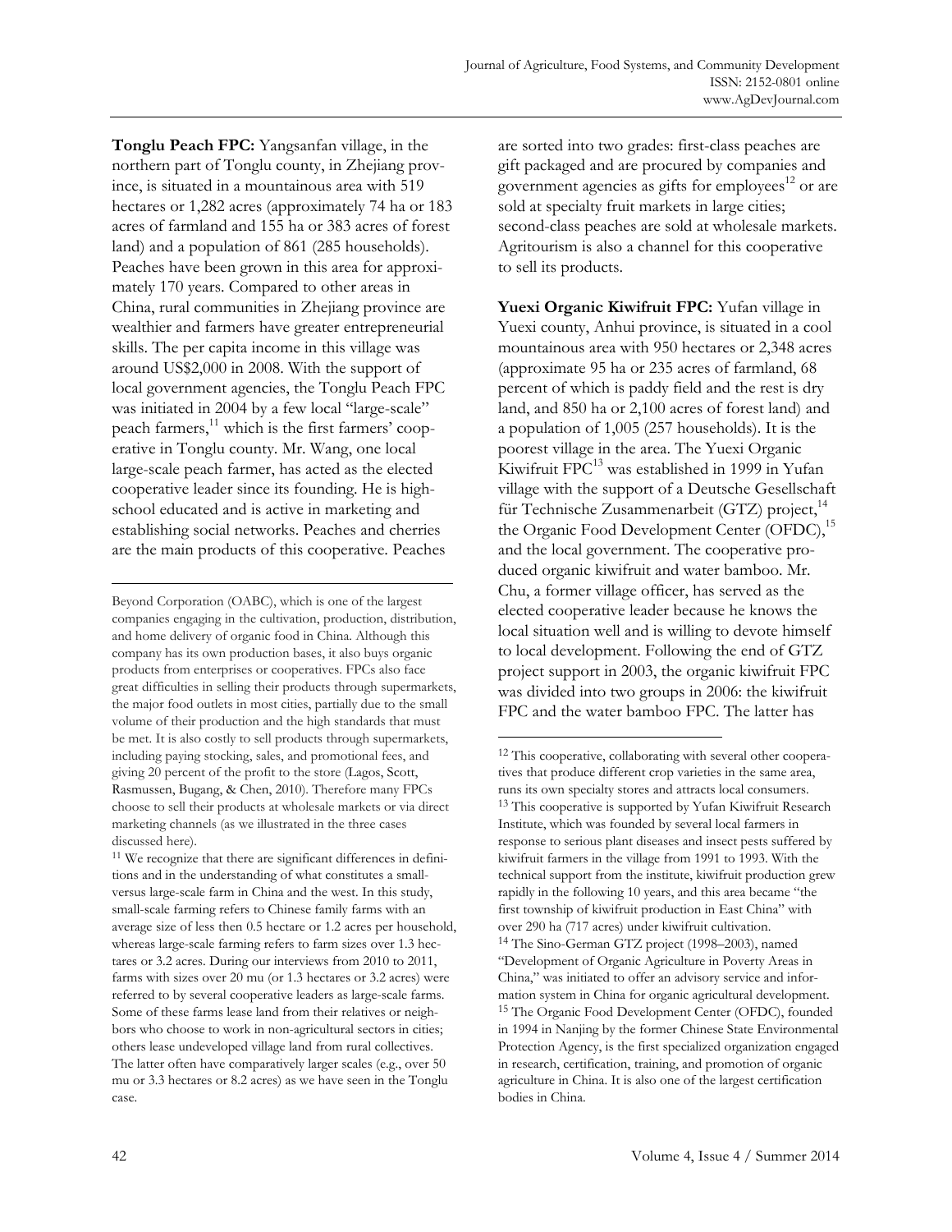**Tonglu Peach FPC:** Yangsanfan village, in the northern part of Tonglu county, in Zhejiang province, is situated in a mountainous area with 519 hectares or 1,282 acres (approximately 74 ha or 183 acres of farmland and 155 ha or 383 acres of forest land) and a population of 861 (285 households). Peaches have been grown in this area for approximately 170 years. Compared to other areas in China, rural communities in Zhejiang province are wealthier and farmers have greater entrepreneurial skills. The per capita income in this village was around US$2,000 in 2008. With the support of local government agencies, the Tonglu Peach FPC was initiated in 2004 by a few local "large-scale" peach farmers,[11] which is the first farmers' cooperative in Tonglu county. Mr. Wang, one local large-scale peach farmer, has acted as the elected cooperative leader since its founding. He is high-school educated and is active in marketing and establishing social networks. Peaches and cherries are the main products of this cooperative. Peaches are sorted into two grades: first-class peaches are gift packaged and are procured by companies and government agencies as gifts for employees[12] or are sold at specialty fruit markets in large cities; second-class peaches are sold at wholesale markets. Agritourism is also a channel for this cooperative to sell its products.

**Yuexi Organic Kiwifruit FPC:** Yufan village in Yuexi county, Anhui province, is situated in a cool mountainous area with 950 hectares or 2,348 acres (approximate 95 ha or 235 acres of farmland, 68 percent of which is paddy field and the rest is dry land, and 850 ha or 2,100 acres of forest land) and a population of 1,005 (257 households). It is the poorest village in the area. The Yuexi Organic Kiwifruit FPC[13] was established in 1999 in Yufan village with the support of a Deutsche Gesellschaft für Technische Zusammenarbeit (GTZ) project,[14] the Organic Food Development Center (OFDC),[15] and the local government. The cooperative produced organic kiwifruit and water bamboo. Mr. Chu, a former village officer, has served as the elected cooperative leader because he knows the local situation well and is willing to devote himself to local development. Following the end of GTZ project support in 2003, the organic kiwifruit FPC was divided into two groups in 2006: the kiwifruit FPC and the water bamboo FPC. The latter has

---

Beyond Corporation (OABC), which is one of the largest companies engaging in the cultivation, production, distribution, and home delivery of organic food in China. Although this company has its own production bases, it also buys organic products from enterprises or cooperatives. FPCs also face great difficulties in selling their products through supermarkets, the major food outlets in most cities, partially due to the small volume of their production and the high standards that must be met. It is also costly to sell products through supermarkets, including paying stocking, sales, and promotional fees, and giving 20 percent of the profit to the store (Lagos, Scott, Rasmussen, Bugang, & Chen, 2010). Therefore many FPCs choose to sell their products at wholesale markets or via direct marketing channels (as we illustrated in the three cases discussed here).

[11] We recognize that there are significant differences in definitions and in the understanding of what constitutes a small- versus large-scale farm in China and the west. In this study, small-scale farming refers to Chinese family farms with an average size of less then 0.5 hectare or 1.2 acres per household, whereas large-scale farming refers to farm sizes over 1.3 hectares or 3.2 acres. During our interviews from 2010 to 2011, farms with sizes over 20 mu (or 1.3 hectares or 3.2 acres) were referred to by several cooperative leaders as large-scale farms. Some of these farms lease land from their relatives or neighbors who choose to work in non-agricultural sectors in cities; others lease undeveloped village land from rural collectives. The latter often have comparatively larger scales (e.g., over 50 mu or 3.3 hectares or 8.2 acres) as we have seen in the Tonglu case.

[12] This cooperative, collaborating with several other cooperatives that produce different crop varieties in the same area, runs its own specialty stores and attracts local consumers.

[13] This cooperative is supported by Yufan Kiwifruit Research Institute, which was founded by several local farmers in response to serious plant diseases and insect pests suffered by kiwifruit farmers in the village from 1991 to 1993. With the technical support from the institute, kiwifruit production grew rapidly in the following 10 years, and this area became "the first township of kiwifruit production in East China" with over 290 ha (717 acres) under kiwifruit cultivation.

[14] The Sino-German GTZ project (1998–2003), named "Development of Organic Agriculture in Poverty Areas in China," was initiated to offer an advisory service and information system in China for organic agricultural development.

[15] The Organic Food Development Center (OFDC), founded in 1994 in Nanjing by the former Chinese State Environmental Protection Agency, is the first specialized organization engaged in research, certification, training, and promotion of organic agriculture in China. It is also one of the largest certification bodies in China.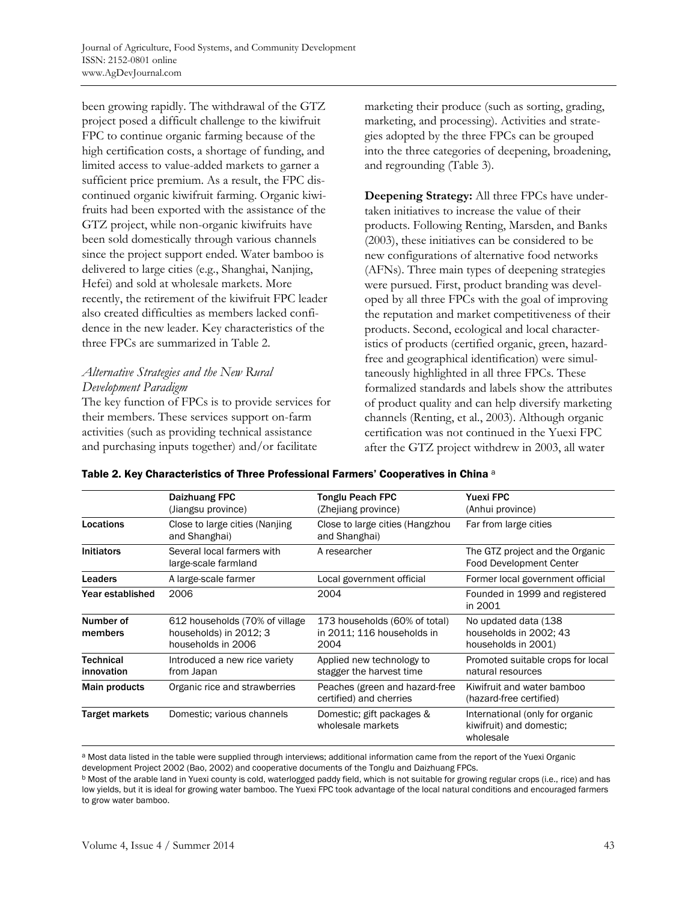been growing rapidly. The withdrawal of the GTZ project posed a difficult challenge to the kiwifruit FPC to continue organic farming because of the high certification costs, a shortage of funding, and limited access to value-added markets to garner a sufficient price premium. As a result, the FPC discontinued organic kiwifruit farming. Organic kiwifruits had been exported with the assistance of the GTZ project, while non-organic kiwifruits have been sold domestically through various channels since the project support ended. Water bamboo is delivered to large cities (e.g., Shanghai, Nanjing, Hefei) and sold at wholesale markets. More recently, the retirement of the kiwifruit FPC leader also created difficulties as members lacked confidence in the new leader. Key characteristics of the three FPCs are summarized in Table 2.

### *Alternative Strategies and the New Rural Development Paradigm*

The key function of FPCs is to provide services for their members. These services support on-farm activities (such as providing technical assistance and purchasing inputs together) and/or facilitate marketing their produce (such as sorting, grading, marketing, and processing). Activities and strategies adopted by the three FPCs can be grouped into the three categories of deepening, broadening, and regrounding (Table 3).

**Deepening Strategy:** All three FPCs have undertaken initiatives to increase the value of their products. Following Renting, Marsden, and Banks (2003), these initiatives can be considered to be new configurations of alternative food networks (AFNs). Three main types of deepening strategies were pursued. First, product branding was developed by all three FPCs with the goal of improving the reputation and market competitiveness of their products. Second, ecological and local characteristics of products (certified organic, green, hazard-free and geographical identification) were simultaneously highlighted in all three FPCs. These formalized standards and labels show the attributes of product quality and can help diversify marketing channels (Renting, et al., 2003). Although organic certification was not continued in the Yuexi FPC after the GTZ project withdrew in 2003, all water

**Table 2. Key Characteristics of Three Professional Farmers' Cooperatives in China** [a]

| | Daizhuang FPC (Jiangsu province) | Tonglu Peach FPC (Zhejiang province) | Yuexi FPC (Anhui province) |
|---|---|---|---|
| **Locations** | Close to large cities (Nanjing and Shanghai) | Close to large cities (Hangzhou and Shanghai) | Far from large cities |
| **Initiators** | Several local farmers with large-scale farmland | A researcher | The GTZ project and the Organic Food Development Center |
| **Leaders** | A large-scale farmer | Local government official | Former local government official |
| **Year established** | 2006 | 2004 | Founded in 1999 and registered in 2001 |
| **Number of members** | 612 households (70% of village households) in 2012; 3 households in 2006 | 173 households (60% of total) in 2011; 116 households in 2004 | No updated data (138 households in 2002; 43 households in 2001) |
| **Technical innovation** | Introduced a new rice variety from Japan | Applied new technology to stagger the harvest time | Promoted suitable crops for local natural resources |
| **Main products** | Organic rice and strawberries | Peaches (green and hazard-free certified) and cherries | Kiwifruit and water bamboo (hazard-free certified) |
| **Target markets** | Domestic; various channels | Domestic; gift packages & wholesale markets | International (only for organic kiwifruit) and domestic; wholesale |

[a] Most data listed in the table were supplied through interviews; additional information came from the report of the Yuexi Organic development Project 2002 (Bao, 2002) and cooperative documents of the Tonglu and Daizhuang FPCs.

[b] Most of the arable land in Yuexi county is cold, waterlogged paddy field, which is not suitable for growing regular crops (i.e., rice) and has low yields, but it is ideal for growing water bamboo. The Yuexi FPC took advantage of the local natural conditions and encouraged farmers to grow water bamboo.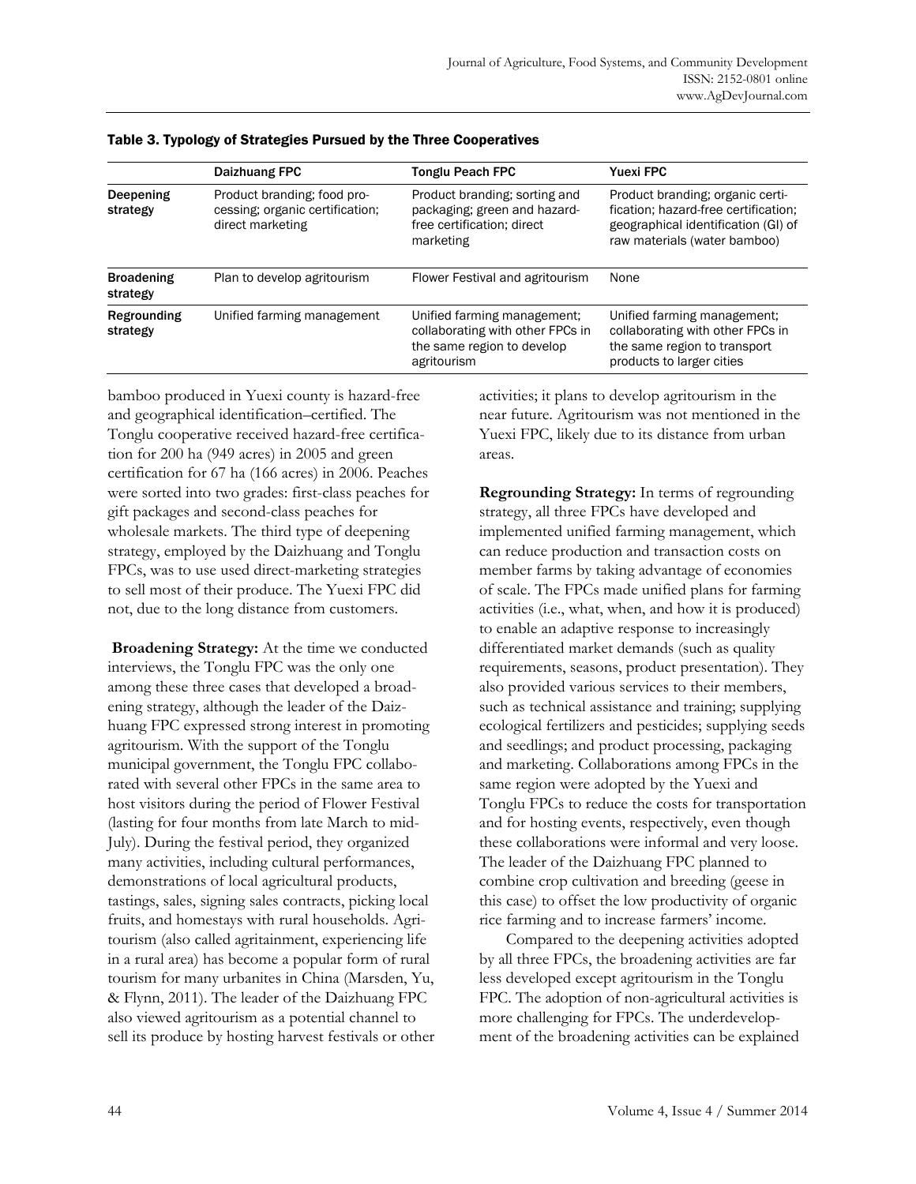**Table 3. Typology of Strategies Pursued by the Three Cooperatives**

| | Daizhuang FPC | Tonglu Peach FPC | Yuexi FPC |
|---|---|---|---|
| **Deepening strategy** | Product branding; food processing; organic certification; direct marketing | Product branding; sorting and packaging; green and hazard-free certification; direct marketing | Product branding; organic certification; hazard-free certification; geographical identification (GI) of raw materials (water bamboo) |
| **Broadening strategy** | Plan to develop agritourism | Flower Festival and agritourism | None |
| **Regrounding strategy** | Unified farming management | Unified farming management; collaborating with other FPCs in the same region to develop agritourism | Unified farming management; collaborating with other FPCs in the same region to transport products to larger cities |

bamboo produced in Yuexi county is hazard-free and geographical identification–certified. The Tonglu cooperative received hazard-free certification for 200 ha (949 acres) in 2005 and green certification for 67 ha (166 acres) in 2006. Peaches were sorted into two grades: first-class peaches for gift packages and second-class peaches for wholesale markets. The third type of deepening strategy, employed by the Daizhuang and Tonglu FPCs, was to use used direct-marketing strategies to sell most of their produce. The Yuexi FPC did not, due to the long distance from customers.

**Broadening Strategy:** At the time we conducted interviews, the Tonglu FPC was the only one among these three cases that developed a broadening strategy, although the leader of the Daizhuang FPC expressed strong interest in promoting agritourism. With the support of the Tonglu municipal government, the Tonglu FPC collaborated with several other FPCs in the same area to host visitors during the period of Flower Festival (lasting for four months from late March to mid-July). During the festival period, they organized many activities, including cultural performances, demonstrations of local agricultural products, tastings, sales, signing sales contracts, picking local fruits, and homestays with rural households. Agritourism (also called agritainment, experiencing life in a rural area) has become a popular form of rural tourism for many urbanites in China (Marsden, Yu, & Flynn, 2011). The leader of the Daizhuang FPC also viewed agritourism as a potential channel to sell its produce by hosting harvest festivals or other activities; it plans to develop agritourism in the near future. Agritourism was not mentioned in the Yuexi FPC, likely due to its distance from urban areas.

**Regrounding Strategy:** In terms of regrounding strategy, all three FPCs have developed and implemented unified farming management, which can reduce production and transaction costs on member farms by taking advantage of economies of scale. The FPCs made unified plans for farming activities (i.e., what, when, and how it is produced) to enable an adaptive response to increasingly differentiated market demands (such as quality requirements, seasons, product presentation). They also provided various services to their members, such as technical assistance and training; supplying ecological fertilizers and pesticides; supplying seeds and seedlings; and product processing, packaging and marketing. Collaborations among FPCs in the same region were adopted by the Yuexi and Tonglu FPCs to reduce the costs for transportation and for hosting events, respectively, even though these collaborations were informal and very loose. The leader of the Daizhuang FPC planned to combine crop cultivation and breeding (geese in this case) to offset the low productivity of organic rice farming and to increase farmers' income.

Compared to the deepening activities adopted by all three FPCs, the broadening activities are far less developed except agritourism in the Tonglu FPC. The adoption of non-agricultural activities is more challenging for FPCs. The underdevelopment of the broadening activities can be explained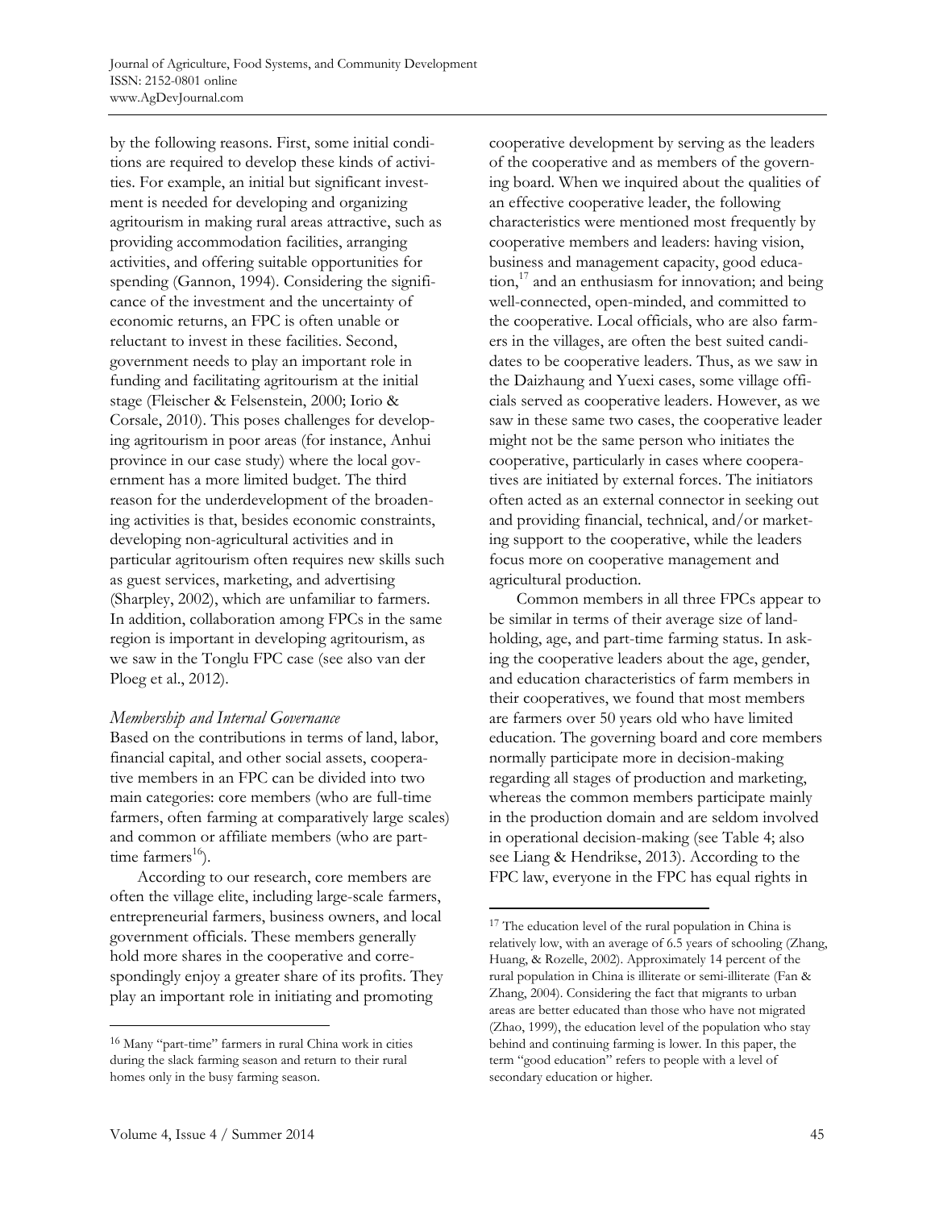by the following reasons. First, some initial conditions are required to develop these kinds of activities. For example, an initial but significant investment is needed for developing and organizing agritourism in making rural areas attractive, such as providing accommodation facilities, arranging activities, and offering suitable opportunities for spending (Gannon, 1994). Considering the significance of the investment and the uncertainty of economic returns, an FPC is often unable or reluctant to invest in these facilities. Second, government needs to play an important role in funding and facilitating agritourism at the initial stage (Fleischer & Felsenstein, 2000; Iorio & Corsale, 2010). This poses challenges for developing agritourism in poor areas (for instance, Anhui province in our case study) where the local government has a more limited budget. The third reason for the underdevelopment of the broadening activities is that, besides economic constraints, developing non-agricultural activities and in particular agritourism often requires new skills such as guest services, marketing, and advertising (Sharpley, 2002), which are unfamiliar to farmers. In addition, collaboration among FPCs in the same region is important in developing agritourism, as we saw in the Tonglu FPC case (see also van der Ploeg et al., 2012).

### *Membership and Internal Governance*

Based on the contributions in terms of land, labor, financial capital, and other social assets, cooperative members in an FPC can be divided into two main categories: core members (who are full-time farmers, often farming at comparatively large scales) and common or affiliate members (who are part-time farmers[16]).

According to our research, core members are often the village elite, including large-scale farmers, entrepreneurial farmers, business owners, and local government officials. These members generally hold more shares in the cooperative and correspondingly enjoy a greater share of its profits. They play an important role in initiating and promoting cooperative development by serving as the leaders of the cooperative and as members of the governing board. When we inquired about the qualities of an effective cooperative leader, the following characteristics were mentioned most frequently by cooperative members and leaders: having vision, business and management capacity, good education,[17] and an enthusiasm for innovation; and being well-connected, open-minded, and committed to the cooperative. Local officials, who are also farmers in the villages, are often the best suited candidates to be cooperative leaders. Thus, as we saw in the Daizhaung and Yuexi cases, some village officials served as cooperative leaders. However, as we saw in these same two cases, the cooperative leader might not be the same person who initiates the cooperative, particularly in cases where cooperatives are initiated by external forces. The initiators often acted as an external connector in seeking out and providing financial, technical, and/or marketing support to the cooperative, while the leaders focus more on cooperative management and agricultural production.

Common members in all three FPCs appear to be similar in terms of their average size of landholding, age, and part-time farming status. In asking the cooperative leaders about the age, gender, and education characteristics of farm members in their cooperatives, we found that most members are farmers over 50 years old who have limited education. The governing board and core members normally participate more in decision-making regarding all stages of production and marketing, whereas the common members participate mainly in the production domain and are seldom involved in operational decision-making (see Table 4; also see Liang & Hendrikse, 2013). According to the FPC law, everyone in the FPC has equal rights in

---

[16] Many "part-time" farmers in rural China work in cities during the slack farming season and return to their rural homes only in the busy farming season.

[17] The education level of the rural population in China is relatively low, with an average of 6.5 years of schooling (Zhang, Huang, & Rozelle, 2002). Approximately 14 percent of the rural population in China is illiterate or semi-illiterate (Fan & Zhang, 2004). Considering the fact that migrants to urban areas are better educated than those who have not migrated (Zhao, 1999), the education level of the population who stay behind and continuing farming is lower. In this paper, the term "good education" refers to people with a level of secondary education or higher.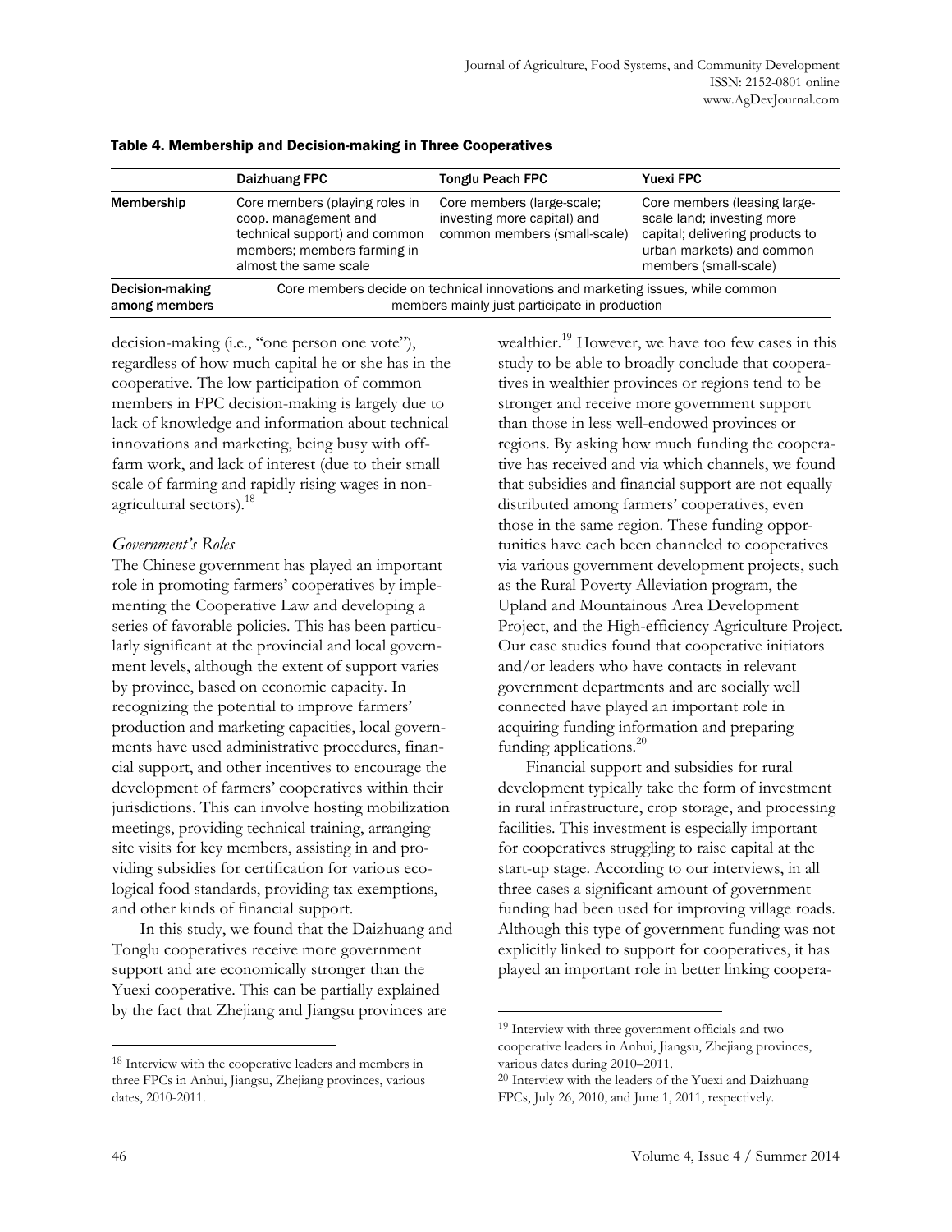**Table 4. Membership and Decision-making in Three Cooperatives**

| | Daizhuang FPC | Tonglu Peach FPC | Yuexi FPC |
|---|---|---|---|
| **Membership** | Core members (playing roles in coop. management and technical support) and common members; members farming in almost the same scale | Core members (large-scale; investing more capital) and common members (small-scale) | Core members (leasing large-scale land; investing more capital; delivering products to urban markets) and common members (small-scale) |
| **Decision-making among members** | Core members decide on technical innovations and marketing issues, while common members mainly just participate in production | | |

decision-making (i.e., "one person one vote"), regardless of how much capital he or she has in the cooperative. The low participation of common members in FPC decision-making is largely due to lack of knowledge and information about technical innovations and marketing, being busy with off-farm work, and lack of interest (due to their small scale of farming and rapidly rising wages in non-agricultural sectors).[18]

*Government's Roles*

The Chinese government has played an important role in promoting farmers' cooperatives by implementing the Cooperative Law and developing a series of favorable policies. This has been particularly significant at the provincial and local government levels, although the extent of support varies by province, based on economic capacity. In recognizing the potential to improve farmers' production and marketing capacities, local governments have used administrative procedures, financial support, and other incentives to encourage the development of farmers' cooperatives within their jurisdictions. This can involve hosting mobilization meetings, providing technical training, arranging site visits for key members, assisting in and providing subsidies for certification for various ecological food standards, providing tax exemptions, and other kinds of financial support.

In this study, we found that the Daizhuang and Tonglu cooperatives receive more government support and are economically stronger than the Yuexi cooperative. This can be partially explained by the fact that Zhejiang and Jiangsu provinces are wealthier.[19] However, we have too few cases in this study to be able to broadly conclude that cooperatives in wealthier provinces or regions tend to be stronger and receive more government support than those in less well-endowed provinces or regions. By asking how much funding the cooperative has received and via which channels, we found that subsidies and financial support are not equally distributed among farmers' cooperatives, even those in the same region. These funding opportunities have each been channeled to cooperatives via various government development projects, such as the Rural Poverty Alleviation program, the Upland and Mountainous Area Development Project, and the High-efficiency Agriculture Project. Our case studies found that cooperative initiators and/or leaders who have contacts in relevant government departments and are socially well connected have played an important role in acquiring funding information and preparing funding applications.[20]

Financial support and subsidies for rural development typically take the form of investment in rural infrastructure, crop storage, and processing facilities. This investment is especially important for cooperatives struggling to raise capital at the start-up stage. According to our interviews, in all three cases a significant amount of government funding had been used for improving village roads. Although this type of government funding was not explicitly linked to support for cooperatives, it has played an important role in better linking coopera-

---

[18] Interview with the cooperative leaders and members in three FPCs in Anhui, Jiangsu, Zhejiang provinces, various dates, 2010-2011.

[19] Interview with three government officials and two cooperative leaders in Anhui, Jiangsu, Zhejiang provinces, various dates during 2010–2011.

[20] Interview with the leaders of the Yuexi and Daizhuang FPCs, July 26, 2010, and June 1, 2011, respectively.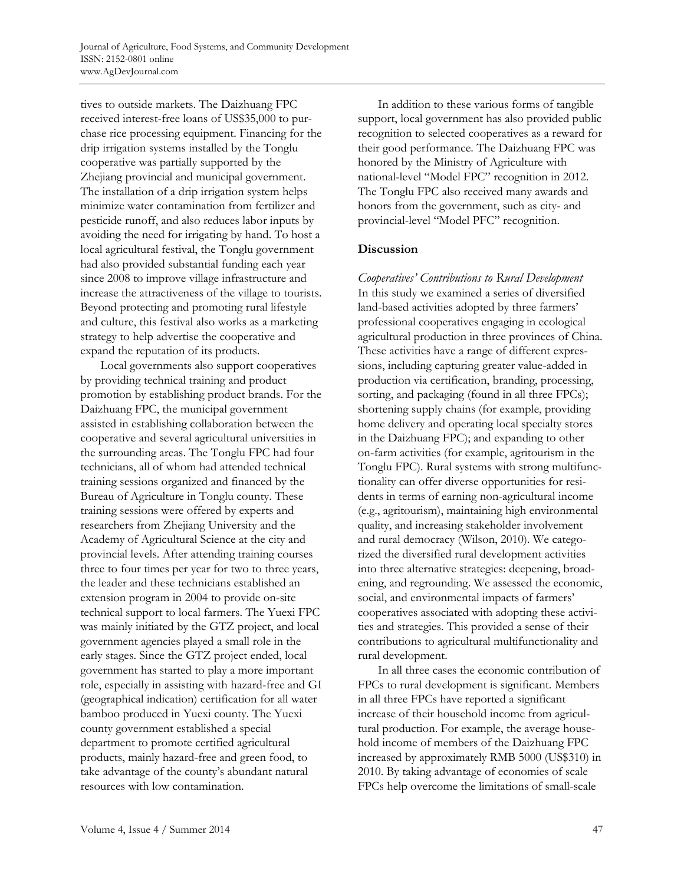tives to outside markets. The Daizhuang FPC received interest-free loans of US$35,000 to purchase rice processing equipment. Financing for the drip irrigation systems installed by the Tonglu cooperative was partially supported by the Zhejiang provincial and municipal government. The installation of a drip irrigation system helps minimize water contamination from fertilizer and pesticide runoff, and also reduces labor inputs by avoiding the need for irrigating by hand. To host a local agricultural festival, the Tonglu government had also provided substantial funding each year since 2008 to improve village infrastructure and increase the attractiveness of the village to tourists. Beyond protecting and promoting rural lifestyle and culture, this festival also works as a marketing strategy to help advertise the cooperative and expand the reputation of its products.

Local governments also support cooperatives by providing technical training and product promotion by establishing product brands. For the Daizhuang FPC, the municipal government assisted in establishing collaboration between the cooperative and several agricultural universities in the surrounding areas. The Tonglu FPC had four technicians, all of whom had attended technical training sessions organized and financed by the Bureau of Agriculture in Tonglu county. These training sessions were offered by experts and researchers from Zhejiang University and the Academy of Agricultural Science at the city and provincial levels. After attending training courses three to four times per year for two to three years, the leader and these technicians established an extension program in 2004 to provide on-site technical support to local farmers. The Yuexi FPC was mainly initiated by the GTZ project, and local government agencies played a small role in the early stages. Since the GTZ project ended, local government has started to play a more important role, especially in assisting with hazard-free and GI (geographical indication) certification for all water bamboo produced in Yuexi county. The Yuexi county government established a special department to promote certified agricultural products, mainly hazard-free and green food, to take advantage of the county's abundant natural resources with low contamination.

In addition to these various forms of tangible support, local government has also provided public recognition to selected cooperatives as a reward for their good performance. The Daizhuang FPC was honored by the Ministry of Agriculture with national-level "Model FPC" recognition in 2012. The Tonglu FPC also received many awards and honors from the government, such as city- and provincial-level "Model PFC" recognition.

## Discussion

### *Cooperatives' Contributions to Rural Development*

In this study we examined a series of diversified land-based activities adopted by three farmers' professional cooperatives engaging in ecological agricultural production in three provinces of China. These activities have a range of different expressions, including capturing greater value-added in production via certification, branding, processing, sorting, and packaging (found in all three FPCs); shortening supply chains (for example, providing home delivery and operating local specialty stores in the Daizhuang FPC); and expanding to other on-farm activities (for example, agritourism in the Tonglu FPC). Rural systems with strong multifunctionality can offer diverse opportunities for residents in terms of earning non-agricultural income (e.g., agritourism), maintaining high environmental quality, and increasing stakeholder involvement and rural democracy (Wilson, 2010). We categorized the diversified rural development activities into three alternative strategies: deepening, broadening, and regrounding. We assessed the economic, social, and environmental impacts of farmers' cooperatives associated with adopting these activities and strategies. This provided a sense of their contributions to agricultural multifunctionality and rural development.

In all three cases the economic contribution of FPCs to rural development is significant. Members in all three FPCs have reported a significant increase of their household income from agricultural production. For example, the average household income of members of the Daizhuang FPC increased by approximately RMB 5000 (US$310) in 2010. By taking advantage of economies of scale FPCs help overcome the limitations of small-scale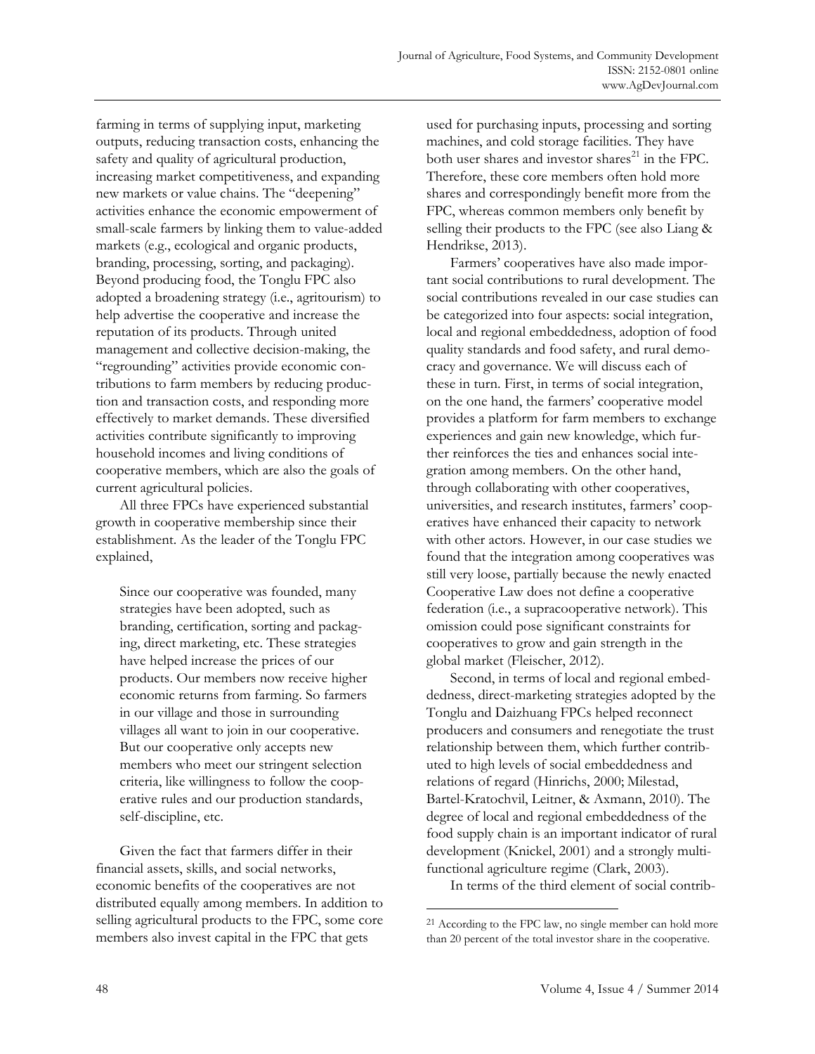farming in terms of supplying input, marketing outputs, reducing transaction costs, enhancing the safety and quality of agricultural production, increasing market competitiveness, and expanding new markets or value chains. The "deepening" activities enhance the economic empowerment of small-scale farmers by linking them to value-added markets (e.g., ecological and organic products, branding, processing, sorting, and packaging). Beyond producing food, the Tonglu FPC also adopted a broadening strategy (i.e., agritourism) to help advertise the cooperative and increase the reputation of its products. Through united management and collective decision-making, the "regrounding" activities provide economic contributions to farm members by reducing production and transaction costs, and responding more effectively to market demands. These diversified activities contribute significantly to improving household incomes and living conditions of cooperative members, which are also the goals of current agricultural policies.

All three FPCs have experienced substantial growth in cooperative membership since their establishment. As the leader of the Tonglu FPC explained,

> Since our cooperative was founded, many strategies have been adopted, such as branding, certification, sorting and packaging, direct marketing, etc. These strategies have helped increase the prices of our products. Our members now receive higher economic returns from farming. So farmers in our village and those in surrounding villages all want to join in our cooperative. But our cooperative only accepts new members who meet our stringent selection criteria, like willingness to follow the cooperative rules and our production standards, self-discipline, etc.

Given the fact that farmers differ in their financial assets, skills, and social networks, economic benefits of the cooperatives are not distributed equally among members. In addition to selling agricultural products to the FPC, some core members also invest capital in the FPC that gets used for purchasing inputs, processing and sorting machines, and cold storage facilities. They have both user shares and investor shares[21] in the FPC. Therefore, these core members often hold more shares and correspondingly benefit more from the FPC, whereas common members only benefit by selling their products to the FPC (see also Liang & Hendrikse, 2013).

Farmers' cooperatives have also made important social contributions to rural development. The social contributions revealed in our case studies can be categorized into four aspects: social integration, local and regional embeddedness, adoption of food quality standards and food safety, and rural democracy and governance. We will discuss each of these in turn. First, in terms of social integration, on the one hand, the farmers' cooperative model provides a platform for farm members to exchange experiences and gain new knowledge, which further reinforces the ties and enhances social integration among members. On the other hand, through collaborating with other cooperatives, universities, and research institutes, farmers' cooperatives have enhanced their capacity to network with other actors. However, in our case studies we found that the integration among cooperatives was still very loose, partially because the newly enacted Cooperative Law does not define a cooperative federation (i.e., a supracooperative network). This omission could pose significant constraints for cooperatives to grow and gain strength in the global market (Fleischer, 2012).

Second, in terms of local and regional embeddedness, direct-marketing strategies adopted by the Tonglu and Daizhuang FPCs helped reconnect producers and consumers and renegotiate the trust relationship between them, which further contributed to high levels of social embeddedness and relations of regard (Hinrichs, 2000; Milestad, Bartel-Kratochvil, Leitner, & Axmann, 2010). The degree of local and regional embeddedness of the food supply chain is an important indicator of rural development (Knickel, 2001) and a strongly multifunctional agriculture regime (Clark, 2003).

In terms of the third element of social contrib-

[21] According to the FPC law, no single member can hold more than 20 percent of the total investor share in the cooperative.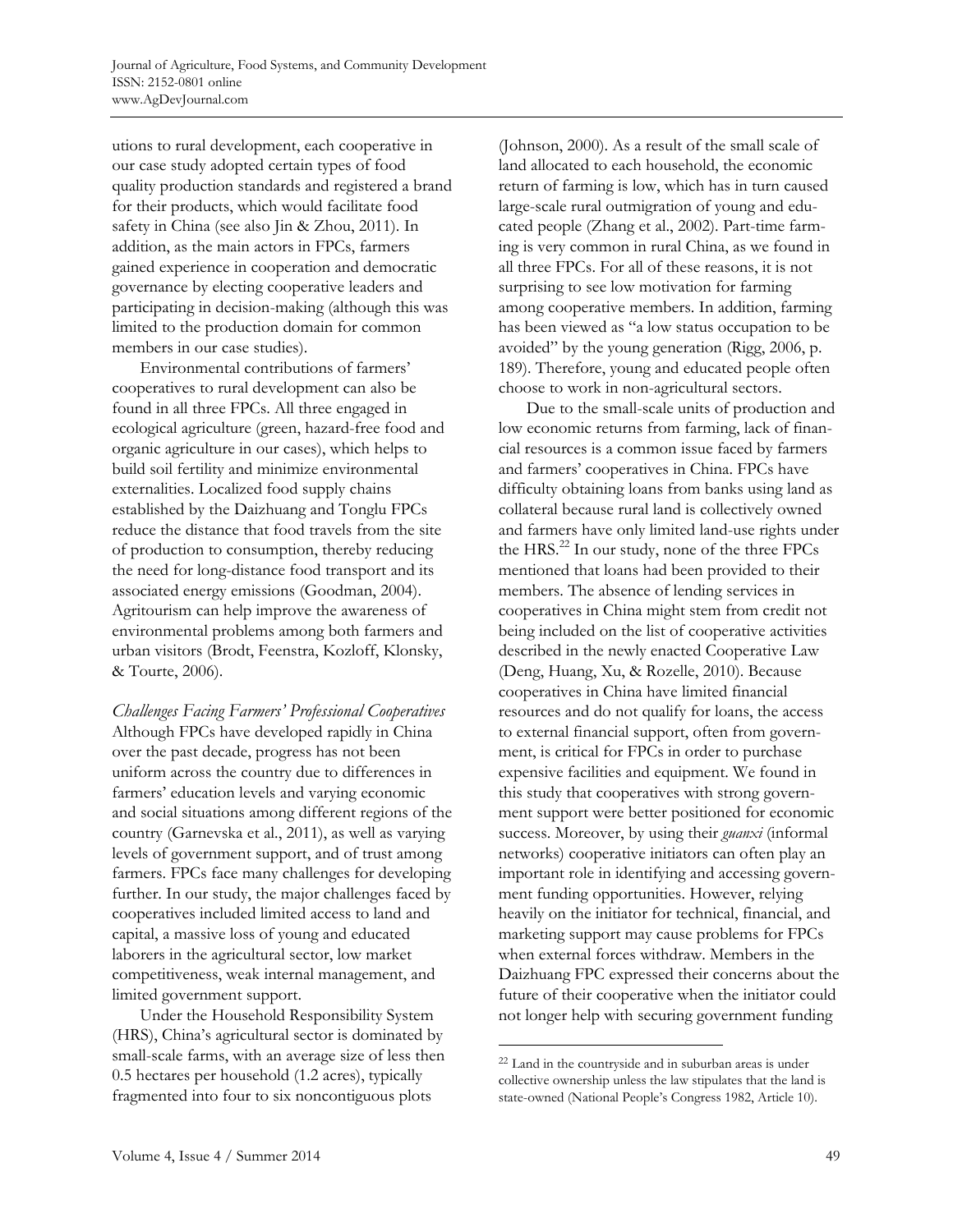utions to rural development, each cooperative in our case study adopted certain types of food quality production standards and registered a brand for their products, which would facilitate food safety in China (see also Jin & Zhou, 2011). In addition, as the main actors in FPCs, farmers gained experience in cooperation and democratic governance by electing cooperative leaders and participating in decision-making (although this was limited to the production domain for common members in our case studies).

Environmental contributions of farmers' cooperatives to rural development can also be found in all three FPCs. All three engaged in ecological agriculture (green, hazard-free food and organic agriculture in our cases), which helps to build soil fertility and minimize environmental externalities. Localized food supply chains established by the Daizhuang and Tonglu FPCs reduce the distance that food travels from the site of production to consumption, thereby reducing the need for long-distance food transport and its associated energy emissions (Goodman, 2004). Agritourism can help improve the awareness of environmental problems among both farmers and urban visitors (Brodt, Feenstra, Kozloff, Klonsky, & Tourte, 2006).

*Challenges Facing Farmers' Professional Cooperatives*

Although FPCs have developed rapidly in China over the past decade, progress has not been uniform across the country due to differences in farmers' education levels and varying economic and social situations among different regions of the country (Garnevska et al., 2011), as well as varying levels of government support, and of trust among farmers. FPCs face many challenges for developing further. In our study, the major challenges faced by cooperatives included limited access to land and capital, a massive loss of young and educated laborers in the agricultural sector, low market competitiveness, weak internal management, and limited government support.

Under the Household Responsibility System (HRS), China's agricultural sector is dominated by small-scale farms, with an average size of less then 0.5 hectares per household (1.2 acres), typically fragmented into four to six noncontiguous plots (Johnson, 2000). As a result of the small scale of land allocated to each household, the economic return of farming is low, which has in turn caused large-scale rural outmigration of young and educated people (Zhang et al., 2002). Part-time farming is very common in rural China, as we found in all three FPCs. For all of these reasons, it is not surprising to see low motivation for farming among cooperative members. In addition, farming has been viewed as "a low status occupation to be avoided" by the young generation (Rigg, 2006, p. 189). Therefore, young and educated people often choose to work in non-agricultural sectors.

Due to the small-scale units of production and low economic returns from farming, lack of financial resources is a common issue faced by farmers and farmers' cooperatives in China. FPCs have difficulty obtaining loans from banks using land as collateral because rural land is collectively owned and farmers have only limited land-use rights under the HRS.[22] In our study, none of the three FPCs mentioned that loans had been provided to their members. The absence of lending services in cooperatives in China might stem from credit not being included on the list of cooperative activities described in the newly enacted Cooperative Law (Deng, Huang, Xu, & Rozelle, 2010). Because cooperatives in China have limited financial resources and do not qualify for loans, the access to external financial support, often from government, is critical for FPCs in order to purchase expensive facilities and equipment. We found in this study that cooperatives with strong government support were better positioned for economic success. Moreover, by using their *guanxi* (informal networks) cooperative initiators can often play an important role in identifying and accessing government funding opportunities. However, relying heavily on the initiator for technical, financial, and marketing support may cause problems for FPCs when external forces withdraw. Members in the Daizhuang FPC expressed their concerns about the future of their cooperative when the initiator could not longer help with securing government funding

[22] Land in the countryside and in suburban areas is under collective ownership unless the law stipulates that the land is state-owned (National People's Congress 1982, Article 10).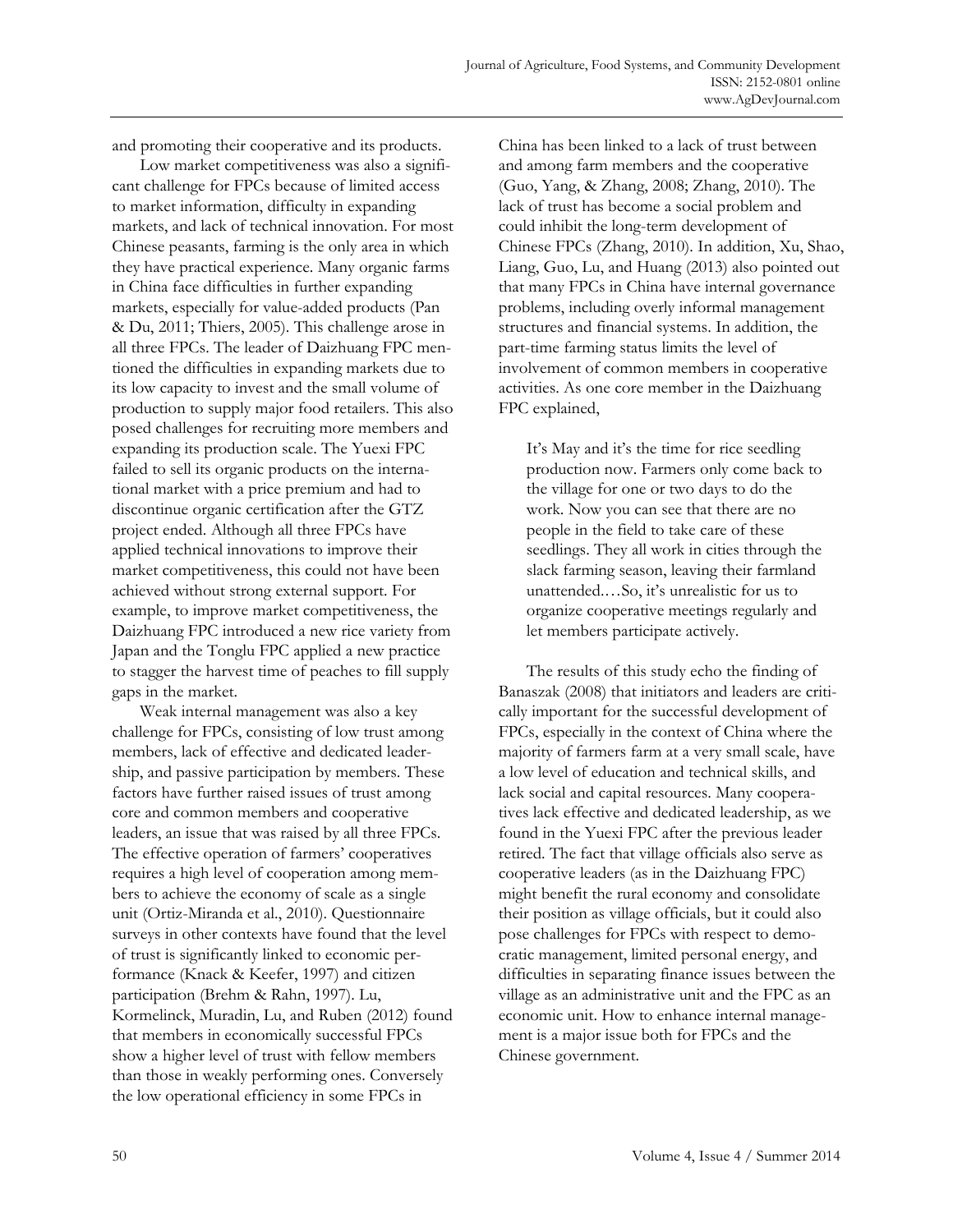and promoting their cooperative and its products.

Low market competitiveness was also a significant challenge for FPCs because of limited access to market information, difficulty in expanding markets, and lack of technical innovation. For most Chinese peasants, farming is the only area in which they have practical experience. Many organic farms in China face difficulties in further expanding markets, especially for value-added products (Pan & Du, 2011; Thiers, 2005). This challenge arose in all three FPCs. The leader of Daizhuang FPC mentioned the difficulties in expanding markets due to its low capacity to invest and the small volume of production to supply major food retailers. This also posed challenges for recruiting more members and expanding its production scale. The Yuexi FPC failed to sell its organic products on the international market with a price premium and had to discontinue organic certification after the GTZ project ended. Although all three FPCs have applied technical innovations to improve their market competitiveness, this could not have been achieved without strong external support. For example, to improve market competitiveness, the Daizhuang FPC introduced a new rice variety from Japan and the Tonglu FPC applied a new practice to stagger the harvest time of peaches to fill supply gaps in the market.

Weak internal management was also a key challenge for FPCs, consisting of low trust among members, lack of effective and dedicated leadership, and passive participation by members. These factors have further raised issues of trust among core and common members and cooperative leaders, an issue that was raised by all three FPCs. The effective operation of farmers' cooperatives requires a high level of cooperation among members to achieve the economy of scale as a single unit (Ortiz-Miranda et al., 2010). Questionnaire surveys in other contexts have found that the level of trust is significantly linked to economic performance (Knack & Keefer, 1997) and citizen participation (Brehm & Rahn, 1997). Lu, Kormelinck, Muradin, Lu, and Ruben (2012) found that members in economically successful FPCs show a higher level of trust with fellow members than those in weakly performing ones. Conversely the low operational efficiency in some FPCs in China has been linked to a lack of trust between and among farm members and the cooperative (Guo, Yang, & Zhang, 2008; Zhang, 2010). The lack of trust has become a social problem and could inhibit the long-term development of Chinese FPCs (Zhang, 2010). In addition, Xu, Shao, Liang, Guo, Lu, and Huang (2013) also pointed out that many FPCs in China have internal governance problems, including overly informal management structures and financial systems. In addition, the part-time farming status limits the level of involvement of common members in cooperative activities. As one core member in the Daizhuang FPC explained,

> It's May and it's the time for rice seedling production now. Farmers only come back to the village for one or two days to do the work. Now you can see that there are no people in the field to take care of these seedlings. They all work in cities through the slack farming season, leaving their farmland unattended.…So, it's unrealistic for us to organize cooperative meetings regularly and let members participate actively.

The results of this study echo the finding of Banaszak (2008) that initiators and leaders are critically important for the successful development of FPCs, especially in the context of China where the majority of farmers farm at a very small scale, have a low level of education and technical skills, and lack social and capital resources. Many cooperatives lack effective and dedicated leadership, as we found in the Yuexi FPC after the previous leader retired. The fact that village officials also serve as cooperative leaders (as in the Daizhuang FPC) might benefit the rural economy and consolidate their position as village officials, but it could also pose challenges for FPCs with respect to democratic management, limited personal energy, and difficulties in separating finance issues between the village as an administrative unit and the FPC as an economic unit. How to enhance internal management is a major issue both for FPCs and the Chinese government.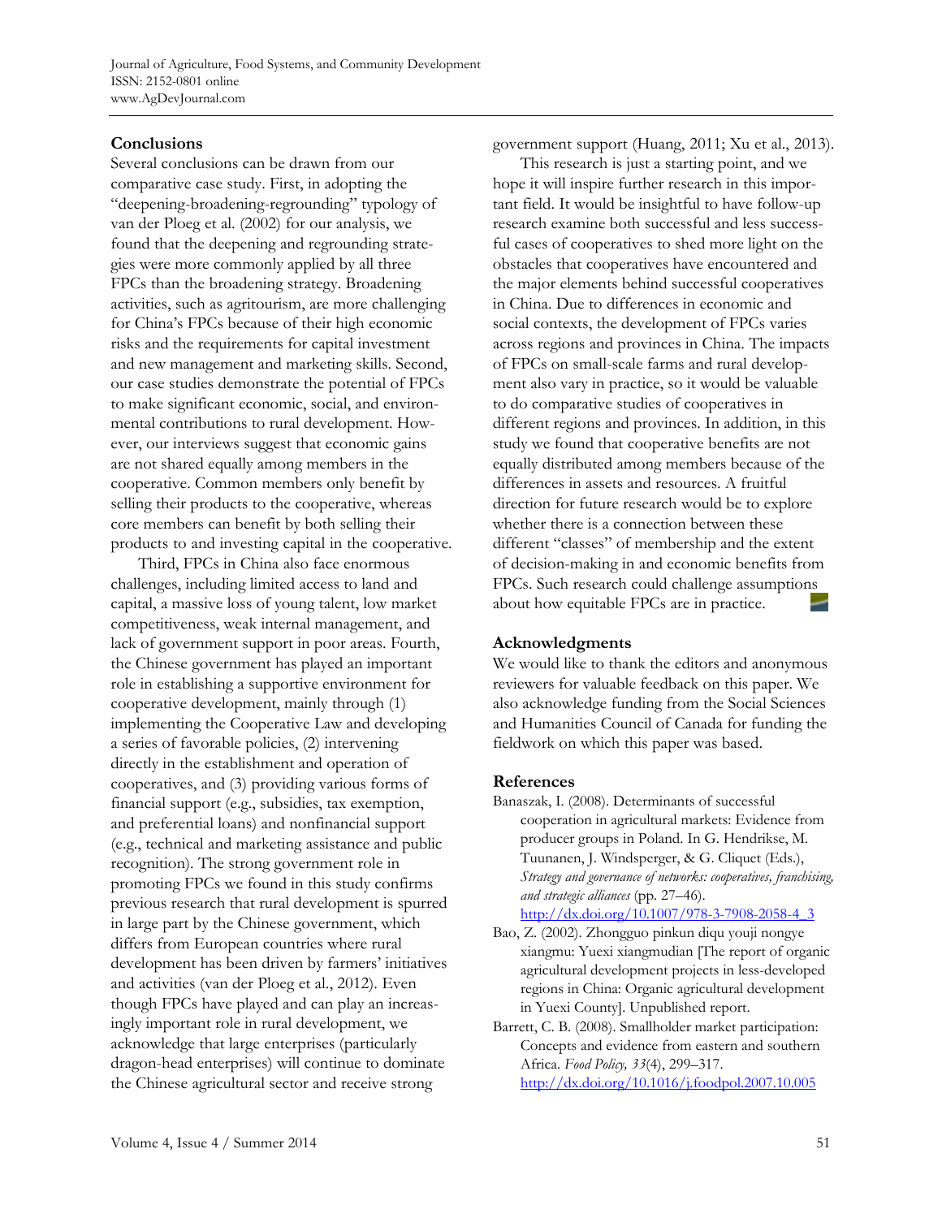## Conclusions

Several conclusions can be drawn from our comparative case study. First, in adopting the "deepening-broadening-regrounding" typology of van der Ploeg et al. (2002) for our analysis, we found that the deepening and regrounding strategies were more commonly applied by all three FPCs than the broadening strategy. Broadening activities, such as agritourism, are more challenging for China's FPCs because of their high economic risks and the requirements for capital investment and new management and marketing skills. Second, our case studies demonstrate the potential of FPCs to make significant economic, social, and environmental contributions to rural development. However, our interviews suggest that economic gains are not shared equally among members in the cooperative. Common members only benefit by selling their products to the cooperative, whereas core members can benefit by both selling their products to and investing capital in the cooperative.

Third, FPCs in China also face enormous challenges, including limited access to land and capital, a massive loss of young talent, low market competitiveness, weak internal management, and lack of government support in poor areas. Fourth, the Chinese government has played an important role in establishing a supportive environment for cooperative development, mainly through (1) implementing the Cooperative Law and developing a series of favorable policies, (2) intervening directly in the establishment and operation of cooperatives, and (3) providing various forms of financial support (e.g., subsidies, tax exemption, and preferential loans) and nonfinancial support (e.g., technical and marketing assistance and public recognition). The strong government role in promoting FPCs we found in this study confirms previous research that rural development is spurred in large part by the Chinese government, which differs from European countries where rural development has been driven by farmers' initiatives and activities (van der Ploeg et al., 2012). Even though FPCs have played and can play an increasingly important role in rural development, we acknowledge that large enterprises (particularly dragon-head enterprises) will continue to dominate the Chinese agricultural sector and receive strong government support (Huang, 2011; Xu et al., 2013).

This research is just a starting point, and we hope it will inspire further research in this important field. It would be insightful to have follow-up research examine both successful and less successful cases of cooperatives to shed more light on the obstacles that cooperatives have encountered and the major elements behind successful cooperatives in China. Due to differences in economic and social contexts, the development of FPCs varies across regions and provinces in China. The impacts of FPCs on small-scale farms and rural development also vary in practice, so it would be valuable to do comparative studies of cooperatives in different regions and provinces. In addition, in this study we found that cooperative benefits are not equally distributed among members because of the differences in assets and resources. A fruitful direction for future research would be to explore whether there is a connection between these different "classes" of membership and the extent of decision-making in and economic benefits from FPCs. Such research could challenge assumptions about how equitable FPCs are in practice.

## Acknowledgments

We would like to thank the editors and anonymous reviewers for valuable feedback on this paper. We also acknowledge funding from the Social Sciences and Humanities Council of Canada for funding the fieldwork on which this paper was based.

## References

Banaszak, I. (2008). Determinants of successful cooperation in agricultural markets: Evidence from producer groups in Poland. In G. Hendrikse, M. Tuunanen, J. Windsperger, & G. Cliquet (Eds.), *Strategy and governance of networks: cooperatives, franchising, and strategic alliances* (pp. 27–46). http://dx.doi.org/10.1007/978-3-7908-2058-4_3

Bao, Z. (2002). Zhongguo pinkun diqu youji nongye xiangmu: Yuexi xiangmudian [The report of organic agricultural development projects in less-developed regions in China: Organic agricultural development in Yuexi County]. Unpublished report.

Barrett, C. B. (2008). Smallholder market participation: Concepts and evidence from eastern and southern Africa. *Food Policy, 33*(4), 299–317. http://dx.doi.org/10.1016/j.foodpol.2007.10.005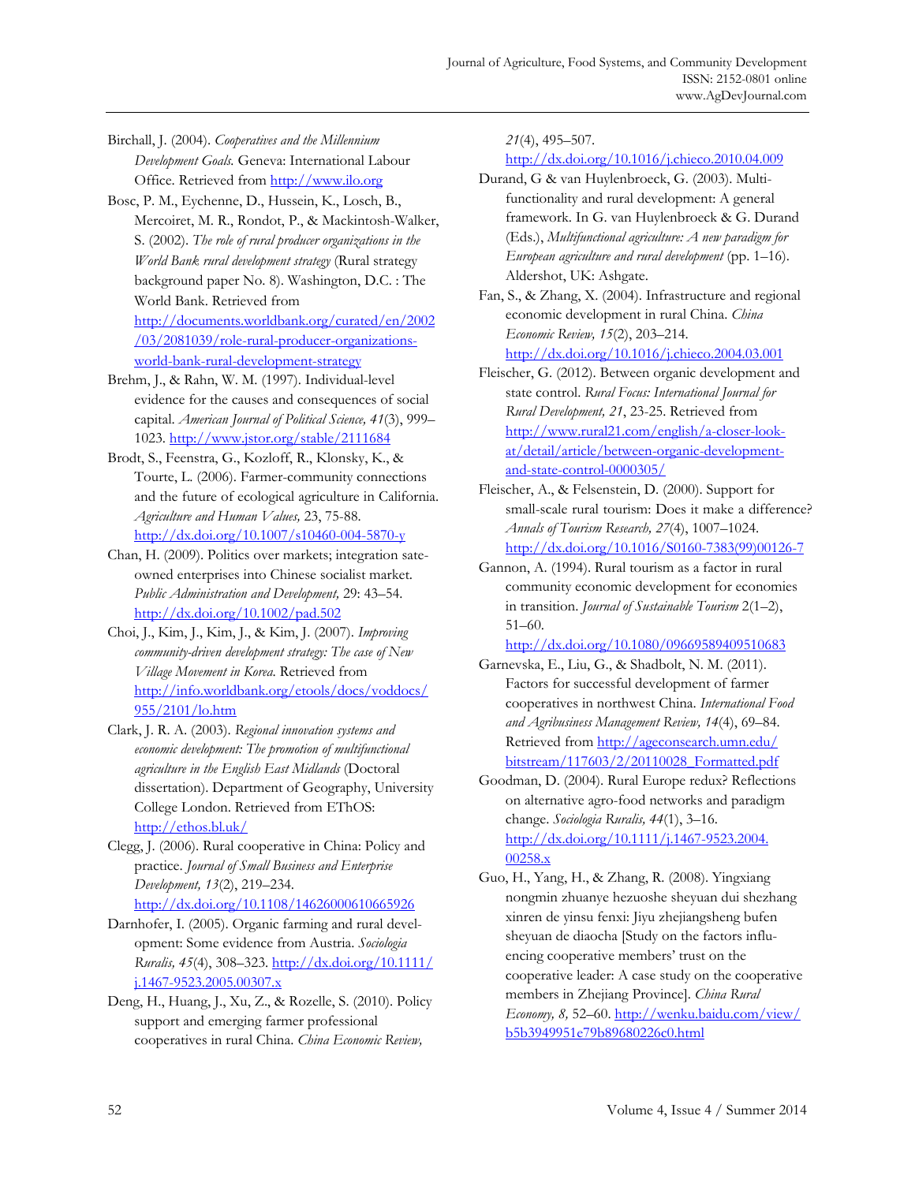Birchall, J. (2004). *Cooperatives and the Millennium Development Goals.* Geneva: International Labour Office. Retrieved from http://www.ilo.org

Bosc, P. M., Eychenne, D., Hussein, K., Losch, B., Mercoiret, M. R., Rondot, P., & Mackintosh-Walker, S. (2002). *The role of rural producer organizations in the World Bank rural development strategy* (Rural strategy background paper No. 8). Washington, D.C. : The World Bank. Retrieved from http://documents.worldbank.org/curated/en/2002/03/2081039/role-rural-producer-organizations-world-bank-rural-development-strategy

Brehm, J., & Rahn, W. M. (1997). Individual-level evidence for the causes and consequences of social capital. *American Journal of Political Science, 41*(3), 999–1023. http://www.jstor.org/stable/2111684

Brodt, S., Feenstra, G., Kozloff, R., Klonsky, K., & Tourte, L. (2006). Farmer-community connections and the future of ecological agriculture in California. *Agriculture and Human Values,* 23, 75-88. http://dx.doi.org/10.1007/s10460-004-5870-y

Chan, H. (2009). Politics over markets; integration sate-owned enterprises into Chinese socialist market. *Public Administration and Development,* 29: 43–54. http://dx.doi.org/10.1002/pad.502

Choi, J., Kim, J., Kim, J., & Kim, J. (2007). *Improving community-driven development strategy: The case of New Village Movement in Korea.* Retrieved from http://info.worldbank.org/etools/docs/voddocs/955/2101/lo.htm

Clark, J. R. A. (2003). *Regional innovation systems and economic development: The promotion of multifunctional agriculture in the English East Midlands* (Doctoral dissertation). Department of Geography, University College London. Retrieved from EThOS: http://ethos.bl.uk/

Clegg, J. (2006). Rural cooperative in China: Policy and practice. *Journal of Small Business and Enterprise Development, 13*(2), 219–234. http://dx.doi.org/10.1108/14626000610665926

Darnhofer, I. (2005). Organic farming and rural development: Some evidence from Austria. *Sociologia Ruralis, 45*(4), 308–323. http://dx.doi.org/10.1111/j.1467-9523.2005.00307.x

Deng, H., Huang, J., Xu, Z., & Rozelle, S. (2010). Policy support and emerging farmer professional cooperatives in rural China. *China Economic Review, 21*(4), 495–507. http://dx.doi.org/10.1016/j.chieco.2010.04.009

Durand, G & van Huylenbroeck, G. (2003). Multifunctionality and rural development: A general framework. In G. van Huylenbroeck & G. Durand (Eds.), *Multifunctional agriculture: A new paradigm for European agriculture and rural development* (pp. 1–16). Aldershot, UK: Ashgate.

Fan, S., & Zhang, X. (2004). Infrastructure and regional economic development in rural China. *China Economic Review, 15*(2), 203–214. http://dx.doi.org/10.1016/j.chieco.2004.03.001

Fleischer, G. (2012). Between organic development and state control. *Rural Focus: International Journal for Rural Development, 21*, 23-25. Retrieved from http://www.rural21.com/english/a-closer-look-at/detail/article/between-organic-development-and-state-control-0000305/

Fleischer, A., & Felsenstein, D. (2000). Support for small-scale rural tourism: Does it make a difference? *Annals of Tourism Research, 27*(4), 1007–1024. http://dx.doi.org/10.1016/S0160-7383(99)00126-7

Gannon, A. (1994). Rural tourism as a factor in rural community economic development for economies in transition. *Journal of Sustainable Tourism* 2(1–2), 51–60. http://dx.doi.org/10.1080/09669589409510683

Garnevska, E., Liu, G., & Shadbolt, N. M. (2011). Factors for successful development of farmer cooperatives in northwest China. *International Food and Agribusiness Management Review, 14*(4), 69–84. Retrieved from http://ageconsearch.umn.edu/bitstream/117603/2/20110028_Formatted.pdf

Goodman, D. (2004). Rural Europe redux? Reflections on alternative agro-food networks and paradigm change. *Sociologia Ruralis, 44*(1), 3–16. http://dx.doi.org/10.1111/j.1467-9523.2004.00258.x

Guo, H., Yang, H., & Zhang, R. (2008). Yingxiang nongmin zhuanye hezuoshe sheyuan dui shezhang xinren de yinsu fenxi: Jiyu zhejiangsheng bufen sheyuan de diaocha [Study on the factors influencing cooperative members' trust on the cooperative leader: A case study on the cooperative members in Zhejiang Province]. *China Rural Economy, 8,* 52–60. http://wenku.baidu.com/view/b5b3949951e79b89680226c0.html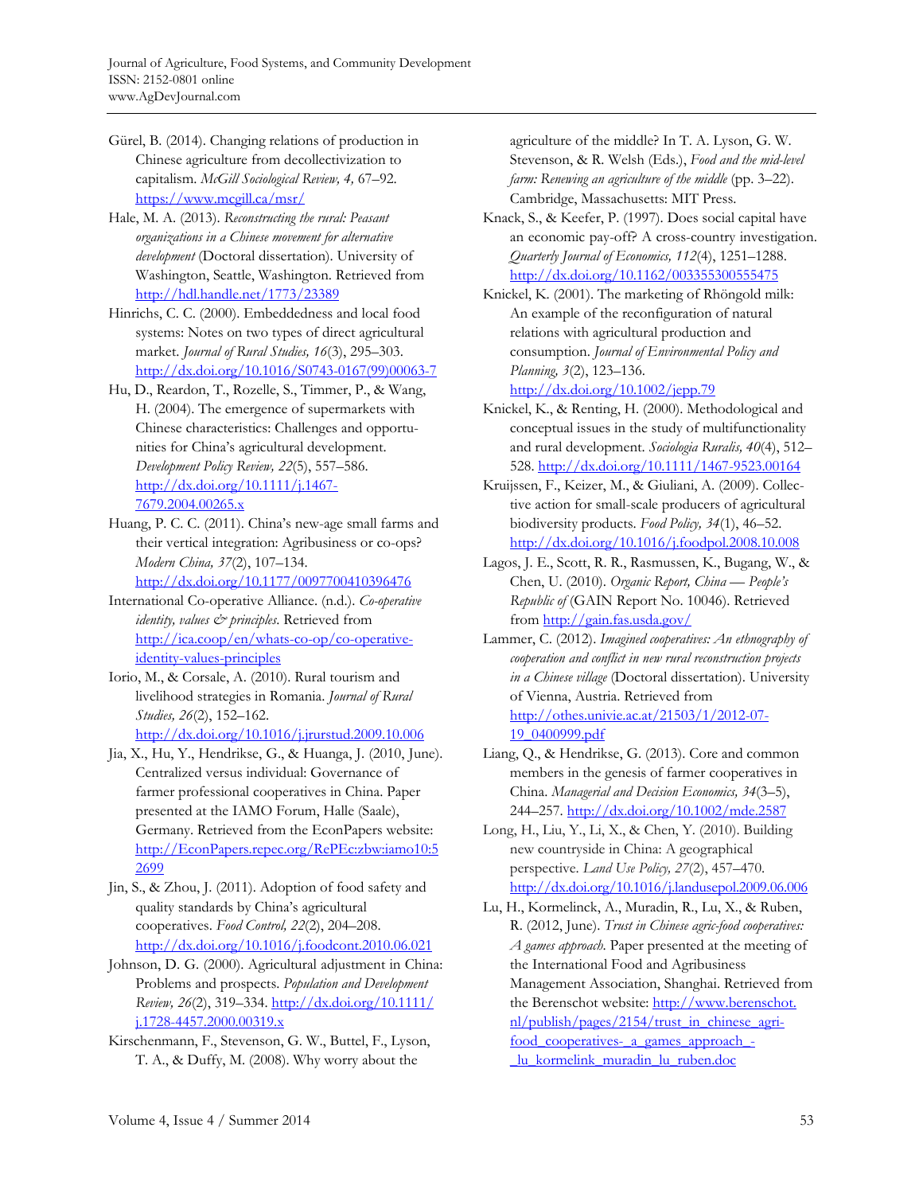Gürel, B. (2014). Changing relations of production in Chinese agriculture from decollectivization to capitalism. *McGill Sociological Review, 4,* 67–92. https://www.mcgill.ca/msr/

Hale, M. A. (2013). *Reconstructing the rural: Peasant organizations in a Chinese movement for alternative development* (Doctoral dissertation). University of Washington, Seattle, Washington. Retrieved from http://hdl.handle.net/1773/23389

Hinrichs, C. C. (2000). Embeddedness and local food systems: Notes on two types of direct agricultural market. *Journal of Rural Studies, 16*(3), 295–303. http://dx.doi.org/10.1016/S0743-0167(99)00063-7

Hu, D., Reardon, T., Rozelle, S., Timmer, P., & Wang, H. (2004). The emergence of supermarkets with Chinese characteristics: Challenges and opportunities for China's agricultural development. *Development Policy Review, 22*(5), 557–586. http://dx.doi.org/10.1111/j.1467-7679.2004.00265.x

Huang, P. C. C. (2011). China's new-age small farms and their vertical integration: Agribusiness or co-ops? *Modern China, 37*(2), 107–134. http://dx.doi.org/10.1177/0097700410396476

International Co-operative Alliance. (n.d.). *Co-operative identity, values & principles.* Retrieved from http://ica.coop/en/whats-co-op/co-operative-identity-values-principles

Iorio, M., & Corsale, A. (2010). Rural tourism and livelihood strategies in Romania. *Journal of Rural Studies, 26*(2), 152–162. http://dx.doi.org/10.1016/j.jrurstud.2009.10.006

Jia, X., Hu, Y., Hendrikse, G., & Huanga, J. (2010, June). Centralized versus individual: Governance of farmer professional cooperatives in China. Paper presented at the IAMO Forum, Halle (Saale), Germany. Retrieved from the EconPapers website: http://EconPapers.repec.org/RePEc:zbw:iamo10:52699

Jin, S., & Zhou, J. (2011). Adoption of food safety and quality standards by China's agricultural cooperatives. *Food Control, 22*(2), 204–208. http://dx.doi.org/10.1016/j.foodcont.2010.06.021

Johnson, D. G. (2000). Agricultural adjustment in China: Problems and prospects. *Population and Development Review, 26*(2), 319–334. http://dx.doi.org/10.1111/j.1728-4457.2000.00319.x

Kirschenmann, F., Stevenson, G. W., Buttel, F., Lyson, T. A., & Duffy, M. (2008). Why worry about the agriculture of the middle? In T. A. Lyson, G. W. Stevenson, & R. Welsh (Eds.), *Food and the mid-level farm: Renewing an agriculture of the middle* (pp. 3–22). Cambridge, Massachusetts: MIT Press.

Knack, S., & Keefer, P. (1997). Does social capital have an economic pay-off? A cross-country investigation. *Quarterly Journal of Economics, 112*(4), 1251–1288. http://dx.doi.org/10.1162/003355300555475

Knickel, K. (2001). The marketing of Rhöngold milk: An example of the reconfiguration of natural relations with agricultural production and consumption. *Journal of Environmental Policy and Planning, 3*(2), 123–136. http://dx.doi.org/10.1002/jepp.79

Knickel, K., & Renting, H. (2000). Methodological and conceptual issues in the study of multifunctionality and rural development. *Sociologia Ruralis, 40*(4), 512–528. http://dx.doi.org/10.1111/1467-9523.00164

Kruijssen, F., Keizer, M., & Giuliani, A. (2009). Collective action for small-scale producers of agricultural biodiversity products. *Food Policy, 34*(1), 46–52. http://dx.doi.org/10.1016/j.foodpol.2008.10.008

Lagos, J. E., Scott, R. R., Rasmussen, K., Bugang, W., & Chen, U. (2010). *Organic Report, China — People's Republic of* (GAIN Report No. 10046). Retrieved from http://gain.fas.usda.gov/

Lammer, C. (2012). *Imagined cooperatives: An ethnography of cooperation and conflict in new rural reconstruction projects in a Chinese village* (Doctoral dissertation). University of Vienna, Austria. Retrieved from http://othes.univie.ac.at/21503/1/2012-07-19_0400999.pdf

Liang, Q., & Hendrikse, G. (2013). Core and common members in the genesis of farmer cooperatives in China. *Managerial and Decision Economics, 34*(3–5), 244–257. http://dx.doi.org/10.1002/mde.2587

Long, H., Liu, Y., Li, X., & Chen, Y. (2010). Building new countryside in China: A geographical perspective. *Land Use Policy, 27*(2), 457–470. http://dx.doi.org/10.1016/j.landusepol.2009.06.006

Lu, H., Kormelinck, A., Muradin, R., Lu, X., & Ruben, R. (2012, June). *Trust in Chinese agric-food cooperatives: A games approach.* Paper presented at the meeting of the International Food and Agribusiness Management Association, Shanghai. Retrieved from the Berenschot website: http://www.berenschot.nl/publish/pages/2154/trust_in_chinese_agri-food_cooperatives-_a_games_approach_-_lu_kormelink_muradin_lu_ruben.doc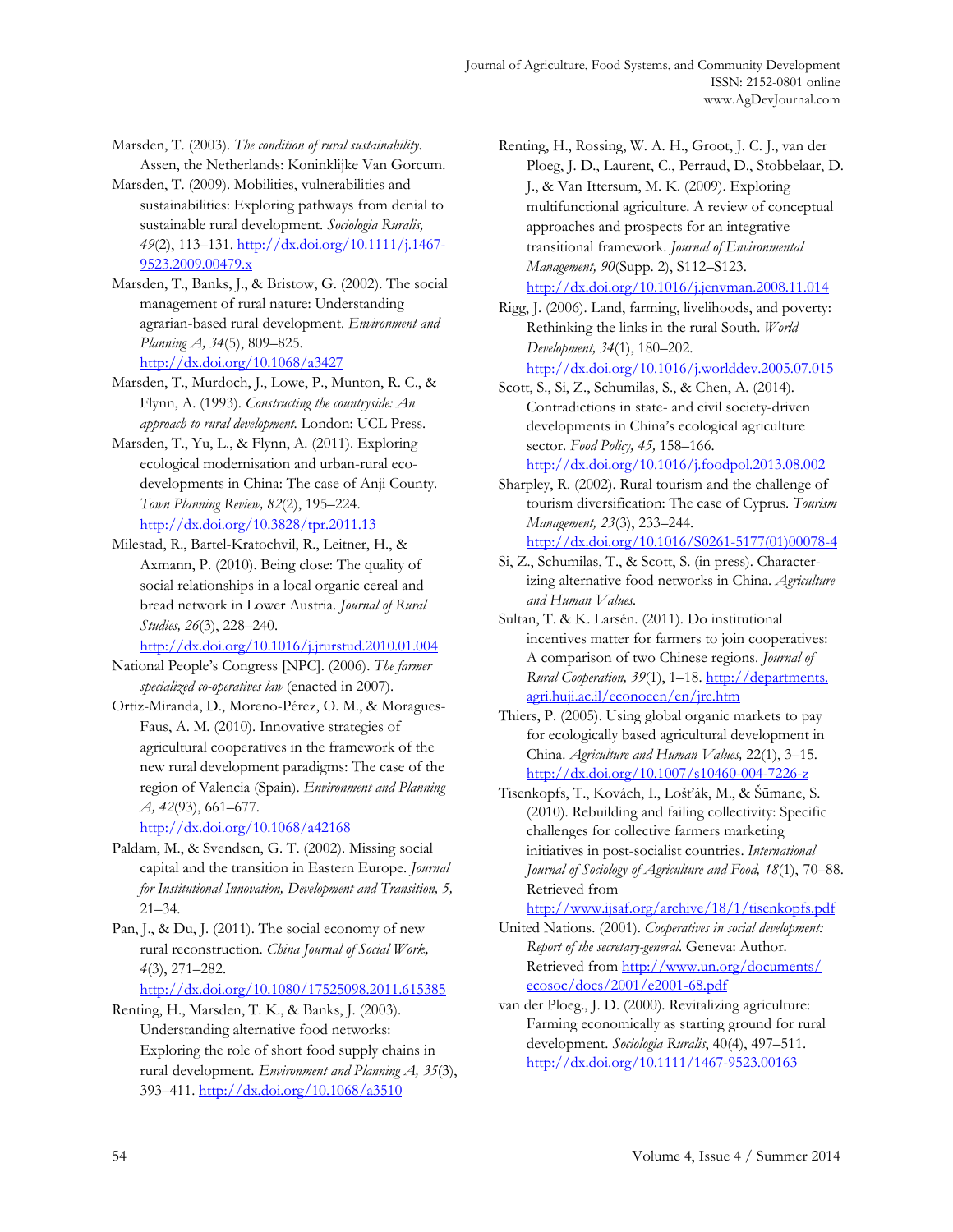Marsden, T. (2003). *The condition of rural sustainability.* Assen, the Netherlands: Koninklijke Van Gorcum.

Marsden, T. (2009). Mobilities, vulnerabilities and sustainabilities: Exploring pathways from denial to sustainable rural development. *Sociologia Ruralis, 49*(2), 113–131. http://dx.doi.org/10.1111/j.1467-9523.2009.00479.x

Marsden, T., Banks, J., & Bristow, G. (2002). The social management of rural nature: Understanding agrarian-based rural development. *Environment and Planning A, 34*(5), 809–825. http://dx.doi.org/10.1068/a3427

Marsden, T., Murdoch, J., Lowe, P., Munton, R. C., & Flynn, A. (1993). *Constructing the countryside: An approach to rural development.* London: UCL Press.

Marsden, T., Yu, L., & Flynn, A. (2011). Exploring ecological modernisation and urban-rural eco-developments in China: The case of Anji County. *Town Planning Review, 82*(2), 195–224. http://dx.doi.org/10.3828/tpr.2011.13

Milestad, R., Bartel-Kratochvil, R., Leitner, H., & Axmann, P. (2010). Being close: The quality of social relationships in a local organic cereal and bread network in Lower Austria. *Journal of Rural Studies, 26*(3), 228–240. http://dx.doi.org/10.1016/j.jrurstud.2010.01.004

National People's Congress [NPC]. (2006). *The farmer specialized co-operatives law* (enacted in 2007).

Ortiz-Miranda, D., Moreno-Pérez, O. M., & Moragues-Faus, A. M. (2010). Innovative strategies of agricultural cooperatives in the framework of the new rural development paradigms: The case of the region of Valencia (Spain). *Environment and Planning A, 42*(93), 661–677. http://dx.doi.org/10.1068/a42168

Paldam, M., & Svendsen, G. T. (2002). Missing social capital and the transition in Eastern Europe. *Journal for Institutional Innovation, Development and Transition, 5,* 21–34.

Pan, J., & Du, J. (2011). The social economy of new rural reconstruction. *China Journal of Social Work, 4*(3), 271–282. http://dx.doi.org/10.1080/17525098.2011.615385

Renting, H., Marsden, T. K., & Banks, J. (2003). Understanding alternative food networks: Exploring the role of short food supply chains in rural development. *Environment and Planning A, 35*(3), 393–411. http://dx.doi.org/10.1068/a3510

Renting, H., Rossing, W. A. H., Groot, J. C. J., van der Ploeg, J. D., Laurent, C., Perraud, D., Stobbelaar, D. J., & Van Ittersum, M. K. (2009). Exploring multifunctional agriculture. A review of conceptual approaches and prospects for an integrative transitional framework. *Journal of Environmental Management, 90*(Supp. 2), S112–S123. http://dx.doi.org/10.1016/j.jenvman.2008.11.014

Rigg, J. (2006). Land, farming, livelihoods, and poverty: Rethinking the links in the rural South. *World Development, 34*(1), 180–202. http://dx.doi.org/10.1016/j.worlddev.2005.07.015

Scott, S., Si, Z., Schumilas, S., & Chen, A. (2014). Contradictions in state- and civil society-driven developments in China's ecological agriculture sector. *Food Policy, 45,* 158–166. http://dx.doi.org/10.1016/j.foodpol.2013.08.002

Sharpley, R. (2002). Rural tourism and the challenge of tourism diversification: The case of Cyprus. *Tourism Management, 23*(3), 233–244. http://dx.doi.org/10.1016/S0261-5177(01)00078-4

Si, Z., Schumilas, T., & Scott, S. (in press). Characterizing alternative food networks in China. *Agriculture and Human Values.*

Sultan, T. & K. Larsén. (2011). Do institutional incentives matter for farmers to join cooperatives: A comparison of two Chinese regions. *Journal of Rural Cooperation, 39*(1), 1–18. http://departments.agri.huji.ac.il/economics/en/jrc.htm

Thiers, P. (2005). Using global organic markets to pay for ecologically based agricultural development in China. *Agriculture and Human Values,* 22(1), 3–15. http://dx.doi.org/10.1007/s10460-004-7226-z

Tisenkopfs, T., Kovách, I., Lošťák, M., & Šūmane, S. (2010). Rebuilding and failing collectivity: Specific challenges for collective farmers marketing initiatives in post-socialist countries. *International Journal of Sociology of Agriculture and Food, 18*(1), 70–88. Retrieved from http://www.ijsaf.org/archive/18/1/tisenkopfs.pdf

United Nations. (2001). *Cooperatives in social development: Report of the secretary-general.* Geneva: Author. Retrieved from http://www.un.org/documents/ecosoc/docs/2001/e2001-68.pdf

van der Ploeg., J. D. (2000). Revitalizing agriculture: Farming economically as starting ground for rural development. *Sociologia Ruralis*, 40(4), 497–511. http://dx.doi.org/10.1111/1467-9523.00163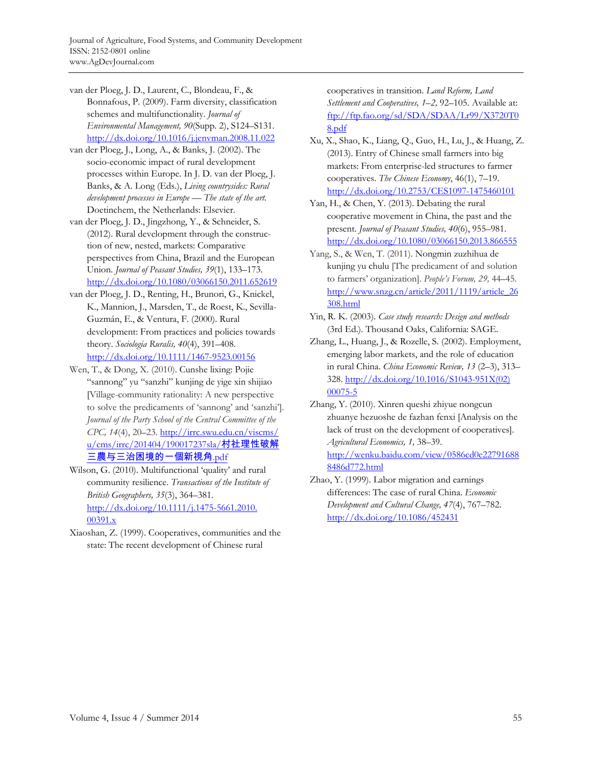van der Ploeg, J. D., Laurent, C., Blondeau, F., & Bonnafous, P. (2009). Farm diversity, classification schemes and multifunctionality. *Journal of Environmental Management, 90*(Supp. 2), S124–S131. http://dx.doi.org/10.1016/j.jenvman.2008.11.022

van der Ploeg, J., Long, A., & Banks, J. (2002). The socio-economic impact of rural development processes within Europe. In J. D. van der Ploeg, J. Banks, & A. Long (Eds.), *Living countrysides: Rural development processes in Europe — The state of the art.* Doetinchem, the Netherlands: Elsevier.

van der Ploeg, J. D., Jingzhong, Y., & Schneider, S. (2012). Rural development through the construction of new, nested, markets: Comparative perspectives from China, Brazil and the European Union. *Journal of Peasant Studies, 39*(1), 133–173. http://dx.doi.org/10.1080/03066150.2011.652619

van der Ploeg, J. D., Renting, H., Brunori, G., Knickel, K., Mannion, J., Marsden, T., de Roest, K., Sevilla-Guzmán, E., & Ventura, F. (2000). Rural development: From practices and policies towards theory. *Sociologia Ruralis, 40*(4), 391–408. http://dx.doi.org/10.1111/1467-9523.00156

Wen, T., & Dong, X. (2010). Cunshe lixing: Pojie "sannong" yu "sanzhi" kunjing de yige xin shijiao [Village-community rationality: A new perspective to solve the predicaments of 'sannong' and 'sanzhi']. *Journal of the Party School of the Central Committee of the CPC, 14*(4), 20–23. http://irrc.swu.edu.cn/viscms/u/cms/irrc/201404/190017237sla/村社理性破解三農与三治困境的一個新視角.pdf

Wilson, G. (2010). Multifunctional 'quality' and rural community resilience. *Transactions of the Institute of British Geographers, 35*(3), 364–381. http://dx.doi.org/10.1111/j.1475-5661.2010.00391.x

Xiaoshan, Z. (1999). Cooperatives, communities and the state: The recent development of Chinese rural cooperatives in transition. *Land Reform, Land Settlement and Cooperatives, 1–2,* 92–105. Available at: ftp://ftp.fao.org/sd/SDA/SDAA/Lr99/X3720T08.pdf

Xu, X., Shao, K., Liang, Q., Guo, H., Lu, J., & Huang, Z. (2013). Entry of Chinese small farmers into big markets: From enterprise-led structures to farmer cooperatives. *The Chinese Economy*, 46(1), 7–19. http://dx.doi.org/10.2753/CES1097-1475460101

Yan, H., & Chen, Y. (2013). Debating the rural cooperative movement in China, the past and the present. *Journal of Peasant Studies, 40*(6), 955–981. http://dx.doi.org/10.1080/03066150.2013.866555

Yang, S., & Wen, T. (2011). Nongmin zuzhihua de kunjing yu chulu [The predicament of and solution to farmers' organization]. *People's Forum, 29,* 44–45. http://www.snzg.cn/article/2011/1119/article_26308.html

Yin, R. K. (2003). *Case study research: Design and methods* (3rd Ed.). Thousand Oaks, California: SAGE.

Zhang, L., Huang, J., & Rozelle, S. (2002). Employment, emerging labor markets, and the role of education in rural China. *China Economic Review, 13* (2–3), 313–328. http://dx.doi.org/10.1016/S1043-951X(02)00075-5

Zhang, Y. (2010). Xinren queshi zhiyue nongcun zhuanye hezuoshe de fazhan fenxi [Analysis on the lack of trust on the development of cooperatives]. *Agricultural Economics, 1,* 38–39. http://wenku.baidu.com/view/0586cd0e227916888486d772.html

Zhao, Y. (1999). Labor migration and earnings differences: The case of rural China. *Economic Development and Cultural Change, 47*(4), 767–782. http://dx.doi.org/10.1086/452431